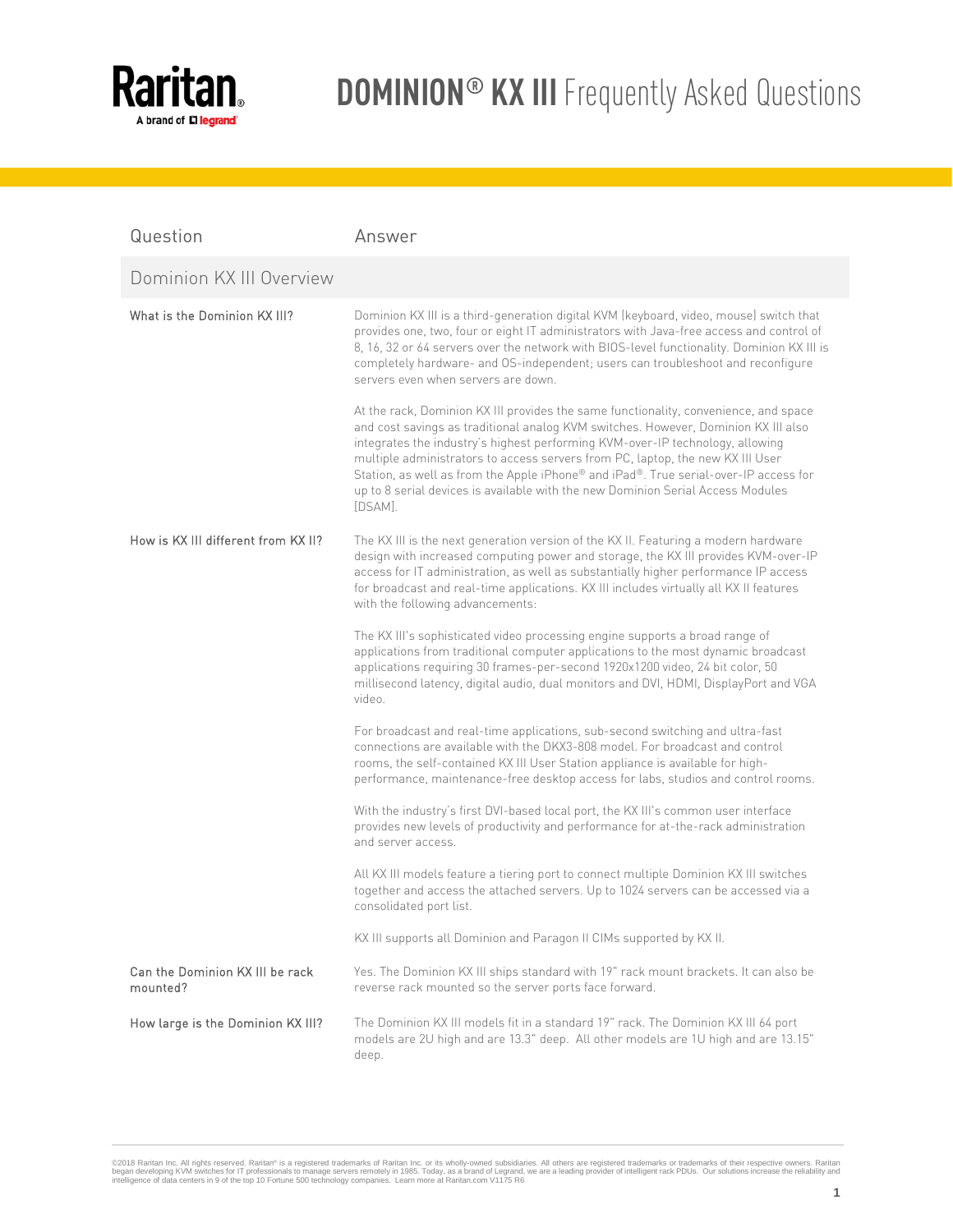# DOMINION® KX III Frequently Asked Questions

| Question | Answer |
|---|---|
| **Dominion KX III Overview** | |
| What is the Dominion KX III? | Dominion KX III is a third-generation digital KVM (keyboard, video, mouse) switch that provides one, two, four or eight IT administrators with Java-free access and control of 8, 16, 32 or 64 servers over the network with BIOS-level functionality. Dominion KX III is completely hardware- and OS-independent; users can troubleshoot and reconfigure servers even when servers are down.<br><br>At the rack, Dominion KX III provides the same functionality, convenience, and space and cost savings as traditional analog KVM switches. However, Dominion KX III also integrates the industry's highest performing KVM-over-IP technology, allowing multiple administrators to access servers from PC, laptop, the new KX III User Station, as well as from the Apple iPhone® and iPad®. True serial-over-IP access for up to 8 serial devices is available with the new Dominion Serial Access Modules (DSAM). |
| How is KX III different from KX II? | The KX III is the next generation version of the KX II. Featuring a modern hardware design with increased computing power and storage, the KX III provides KVM-over-IP access for IT administration, as well as substantially higher performance IP access for broadcast and real-time applications. KX III includes virtually all KX II features with the following advancements:<br><br>The KX III's sophisticated video processing engine supports a broad range of applications from traditional computer applications to the most dynamic broadcast applications requiring 30 frames-per-second 1920x1200 video, 24 bit color, 50 millisecond latency, digital audio, dual monitors and DVI, HDMI, DisplayPort and VGA video.<br><br>For broadcast and real-time applications, sub-second switching and ultra-fast connections are available with the DKX3-808 model. For broadcast and control rooms, the self-contained KX III User Station appliance is available for high-performance, maintenance-free desktop access for labs, studios and control rooms.<br><br>With the industry's first DVI-based local port, the KX III's common user interface provides new levels of productivity and performance for at-the-rack administration and server access.<br><br>All KX III models feature a tiering port to connect multiple Dominion KX III switches together and access the attached servers. Up to 1024 servers can be accessed via a consolidated port list.<br><br>KX III supports all Dominion and Paragon II CIMs supported by KX II. |
| Can the Dominion KX III be rack mounted? | Yes. The Dominion KX III ships standard with 19" rack mount brackets. It can also be reverse rack mounted so the server ports face forward. |
| How large is the Dominion KX III? | The Dominion KX III models fit in a standard 19" rack. The Dominion KX III 64 port models are 2U high and are 13.3" deep. All other models are 1U high and are 13.15" deep. |

©2018 Raritan Inc. All rights reserved. Raritan® is a registered trademarks of Raritan Inc. or its wholly-owned subsidiaries. All others are registered trademarks or trademarks of their respective owners. Raritan began developing KVM switches for IT professionals to manage servers remotely in 1985. Today, as a brand of Legrand, we are a leading provider of intelligent rack PDUs. Our solutions increase the reliability and intelligence of data centers in 9 of the top 10 Fortune 500 technology companies. Learn more at Raritan.com V1175 R6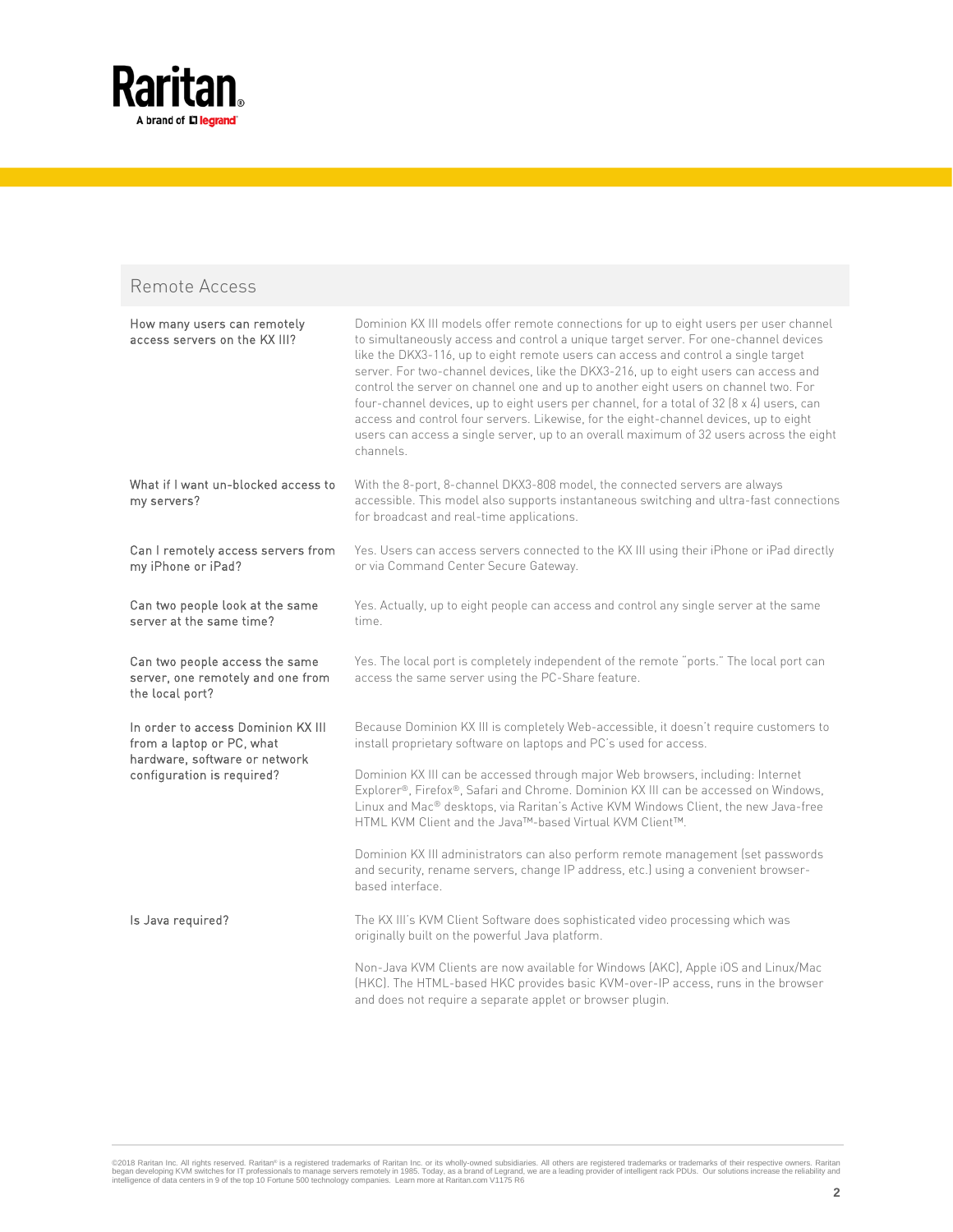## Remote Access

| | |
|---|---|
| How many users can remotely access servers on the KX III? | Dominion KX III models offer remote connections for up to eight users per user channel to simultaneously access and control a unique target server. For one-channel devices like the DKX3-116, up to eight remote users can access and control a single target server. For two-channel devices, like the DKX3-216, up to eight users can access and control the server on channel one and up to another eight users on channel two. For four-channel devices, up to eight users per channel, for a total of 32 (8 x 4) users, can access and control four servers. Likewise, for the eight-channel devices, up to eight users can access a single server, up to an overall maximum of 32 users across the eight channels. |
| What if I want un-blocked access to my servers? | With the 8-port, 8-channel DKX3-808 model, the connected servers are always accessible. This model also supports instantaneous switching and ultra-fast connections for broadcast and real-time applications. |
| Can I remotely access servers from my iPhone or iPad? | Yes. Users can access servers connected to the KX III using their iPhone or iPad directly or via Command Center Secure Gateway. |
| Can two people look at the same server at the same time? | Yes. Actually, up to eight people can access and control any single server at the same time. |
| Can two people access the same server, one remotely and one from the local port? | Yes. The local port is completely independent of the remote "ports." The local port can access the same server using the PC-Share feature. |
| In order to access Dominion KX III from a laptop or PC, what hardware, software or network configuration is required? | Because Dominion KX III is completely Web-accessible, it doesn't require customers to install proprietary software on laptops and PC's used for access. <br><br> Dominion KX III can be accessed through major Web browsers, including: Internet Explorer®, Firefox®, Safari and Chrome. Dominion KX III can be accessed on Windows, Linux and Mac® desktops, via Raritan's Active KVM Windows Client, the new Java-free HTML KVM Client and the Java™-based Virtual KVM Client™. <br><br> Dominion KX III administrators can also perform remote management (set passwords and security, rename servers, change IP address, etc.) using a convenient browser-based interface. |
| Is Java required? | The KX III's KVM Client Software does sophisticated video processing which was originally built on the powerful Java platform. <br><br> Non-Java KVM Clients are now available for Windows (AKC), Apple iOS and Linux/Mac (HKC). The HTML-based HKC provides basic KVM-over-IP access, runs in the browser and does not require a separate applet or browser plugin. |

©2018 Raritan Inc. All rights reserved. Raritan® is a registered trademarks of Raritan Inc. or its wholly-owned subsidiaries. All others are registered trademarks or trademarks of their respective owners. Raritan began developing KVM switches for IT professionals to manage servers remotely in 1985. Today, as a brand of Legrand, we are a leading provider of intelligent rack PDUs. Our solutions increase the reliability and intelligence of data centers in 9 of the top 10 Fortune 500 technology companies. Learn more at Raritan.com V1175 R6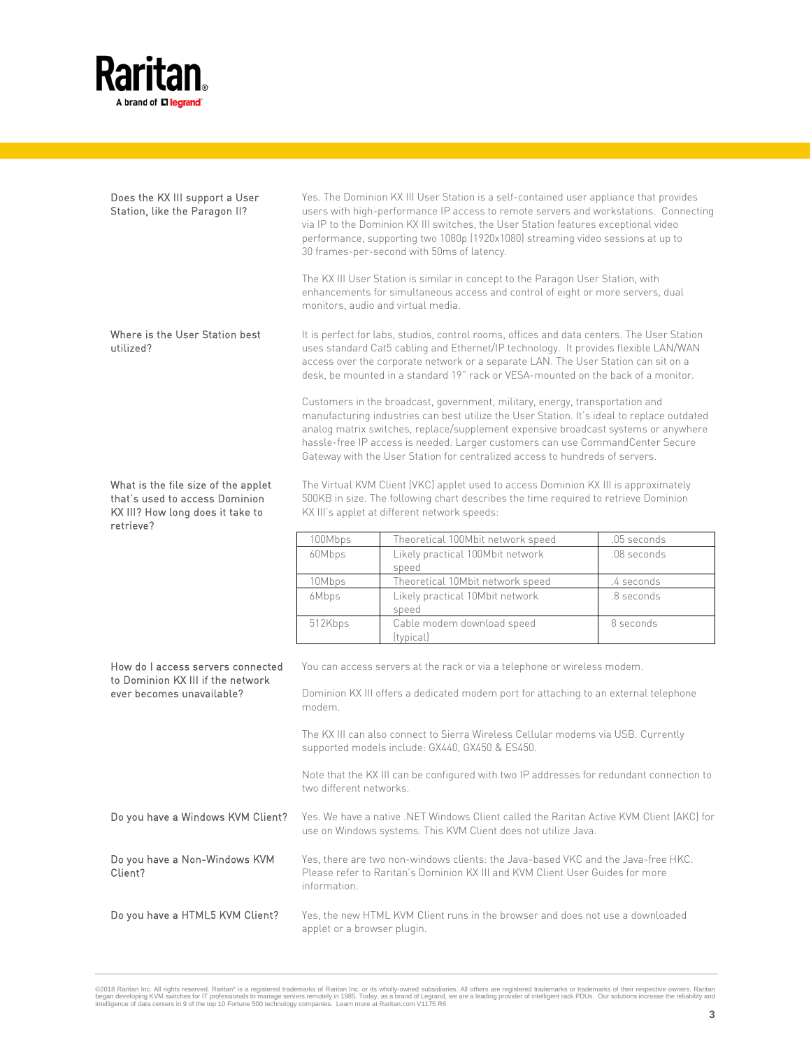**Does the KX III support a User Station, like the Paragon II?**

Yes. The Dominion KX III User Station is a self-contained user appliance that provides users with high-performance IP access to remote servers and workstations. Connecting via IP to the Dominion KX III switches, the User Station features exceptional video performance, supporting two 1080p (1920x1080) streaming video sessions at up to 30 frames-per-second with 50ms of latency.

The KX III User Station is similar in concept to the Paragon User Station, with enhancements for simultaneous access and control of eight or more servers, dual monitors, audio and virtual media.

**Where is the User Station best utilized?**

It is perfect for labs, studios, control rooms, offices and data centers. The User Station uses standard Cat5 cabling and Ethernet/IP technology. It provides flexible LAN/WAN access over the corporate network or a separate LAN. The User Station can sit on a desk, be mounted in a standard 19" rack or VESA-mounted on the back of a monitor.

Customers in the broadcast, government, military, energy, transportation and manufacturing industries can best utilize the User Station. It's ideal to replace outdated analog matrix switches, replace/supplement expensive broadcast systems or anywhere hassle-free IP access is needed. Larger customers can use CommandCenter Secure Gateway with the User Station for centralized access to hundreds of servers.

**What is the file size of the applet that's used to access Dominion KX III? How long does it take to retrieve?**

The Virtual KVM Client (VKC) applet used to access Dominion KX III is approximately 500KB in size. The following chart describes the time required to retrieve Dominion KX III's applet at different network speeds:

| Speed | Description | Time |
|---|---|---|
| 100Mbps | Theoretical 100Mbit network speed | .05 seconds |
| 60Mbps | Likely practical 100Mbit network speed | .08 seconds |
| 10Mbps | Theoretical 10Mbit network speed | .4 seconds |
| 6Mbps | Likely practical 10Mbit network speed | .8 seconds |
| 512Kbps | Cable modem download speed (typical) | 8 seconds |

**How do I access servers connected to Dominion KX III if the network ever becomes unavailable?**

You can access servers at the rack or via a telephone or wireless modem.

Dominion KX III offers a dedicated modem port for attaching to an external telephone modem.

The KX III can also connect to Sierra Wireless Cellular modems via USB. Currently supported models include: GX440, GX450 & ES450.

Note that the KX III can be configured with two IP addresses for redundant connection to two different networks.

**Do you have a Windows KVM Client?**

Yes. We have a native .NET Windows Client called the Raritan Active KVM Client (AKC) for use on Windows systems. This KVM Client does not utilize Java.

**Do you have a Non-Windows KVM Client?**

Yes, there are two non-windows clients: the Java-based VKC and the Java-free HKC. Please refer to Raritan's Dominion KX III and KVM Client User Guides for more information.

**Do you have a HTML5 KVM Client?**

Yes, the new HTML KVM Client runs in the browser and does not use a downloaded applet or a browser plugin.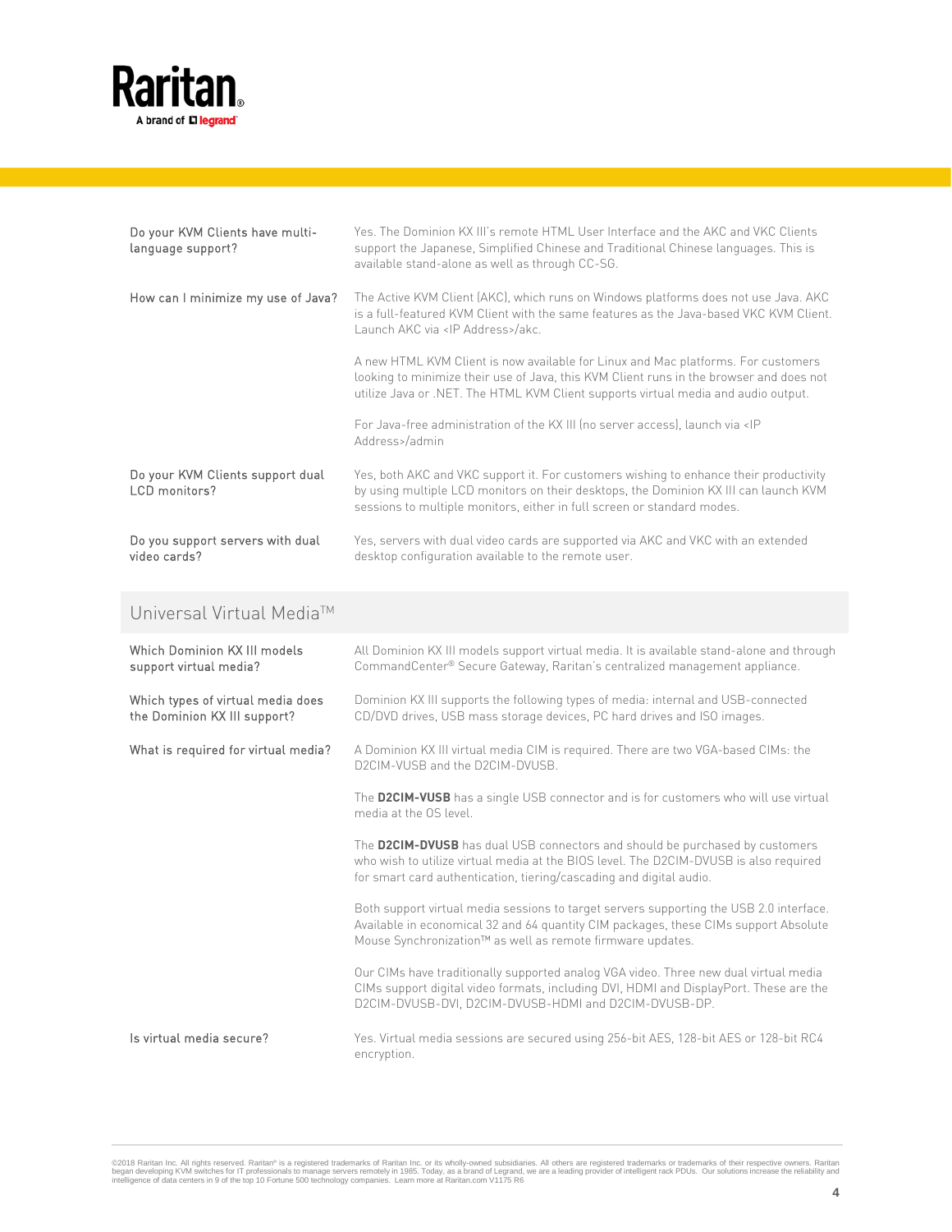| | |
|---|---|
| Do your KVM Clients have multi-language support? | Yes. The Dominion KX III's remote HTML User Interface and the AKC and VKC Clients support the Japanese, Simplified Chinese and Traditional Chinese languages. This is available stand-alone as well as through CC-SG. |
| How can I minimize my use of Java? | The Active KVM Client (AKC), which runs on Windows platforms does not use Java. AKC is a full-featured KVM Client with the same features as the Java-based VKC KVM Client. Launch AKC via <IP Address>/akc.<br><br>A new HTML KVM Client is now available for Linux and Mac platforms. For customers looking to minimize their use of Java, this KVM Client runs in the browser and does not utilize Java or .NET. The HTML KVM Client supports virtual media and audio output.<br><br>For Java-free administration of the KX III (no server access), launch via <IP Address>/admin |
| Do your KVM Clients support dual LCD monitors? | Yes, both AKC and VKC support it. For customers wishing to enhance their productivity by using multiple LCD monitors on their desktops, the Dominion KX III can launch KVM sessions to multiple monitors, either in full screen or standard modes. |
| Do you support servers with dual video cards? | Yes, servers with dual video cards are supported via AKC and VKC with an extended desktop configuration available to the remote user. |

## Universal Virtual Media™

| | |
|---|---|
| Which Dominion KX III models support virtual media? | All Dominion KX III models support virtual media. It is available stand-alone and through CommandCenter® Secure Gateway, Raritan's centralized management appliance. |
| Which types of virtual media does the Dominion KX III support? | Dominion KX III supports the following types of media: internal and USB-connected CD/DVD drives, USB mass storage devices, PC hard drives and ISO images. |
| What is required for virtual media? | A Dominion KX III virtual media CIM is required. There are two VGA-based CIMs: the D2CIM-VUSB and the D2CIM-DVUSB.<br><br>The **D2CIM-VUSB** has a single USB connector and is for customers who will use virtual media at the OS level.<br><br>The **D2CIM-DVUSB** has dual USB connectors and should be purchased by customers who wish to utilize virtual media at the BIOS level. The D2CIM-DVUSB is also required for smart card authentication, tiering/cascading and digital audio.<br><br>Both support virtual media sessions to target servers supporting the USB 2.0 interface. Available in economical 32 and 64 quantity CIM packages, these CIMs support Absolute Mouse Synchronization™ as well as remote firmware updates.<br><br>Our CIMs have traditionally supported analog VGA video. Three new dual virtual media CIMs support digital video formats, including DVI, HDMI and DisplayPort. These are the D2CIM-DVUSB-DVI, D2CIM-DVUSB-HDMI and D2CIM-DVUSB-DP. |
| Is virtual media secure? | Yes. Virtual media sessions are secured using 256-bit AES, 128-bit AES or 128-bit RC4 encryption. |

©2018 Raritan Inc. All rights reserved. Raritan® is a registered trademarks of Raritan Inc. or its wholly-owned subsidiaries. All others are registered trademarks or trademarks of their respective owners. Raritan began developing KVM switches for IT professionals to manage servers remotely in 1985. Today, as a brand of Legrand, we are a leading provider of intelligent rack PDUs. Our solutions increase the reliability and intelligence of data centers in 9 of the top 10 Fortune 500 technology companies. Learn more at Raritan.com V1175 R6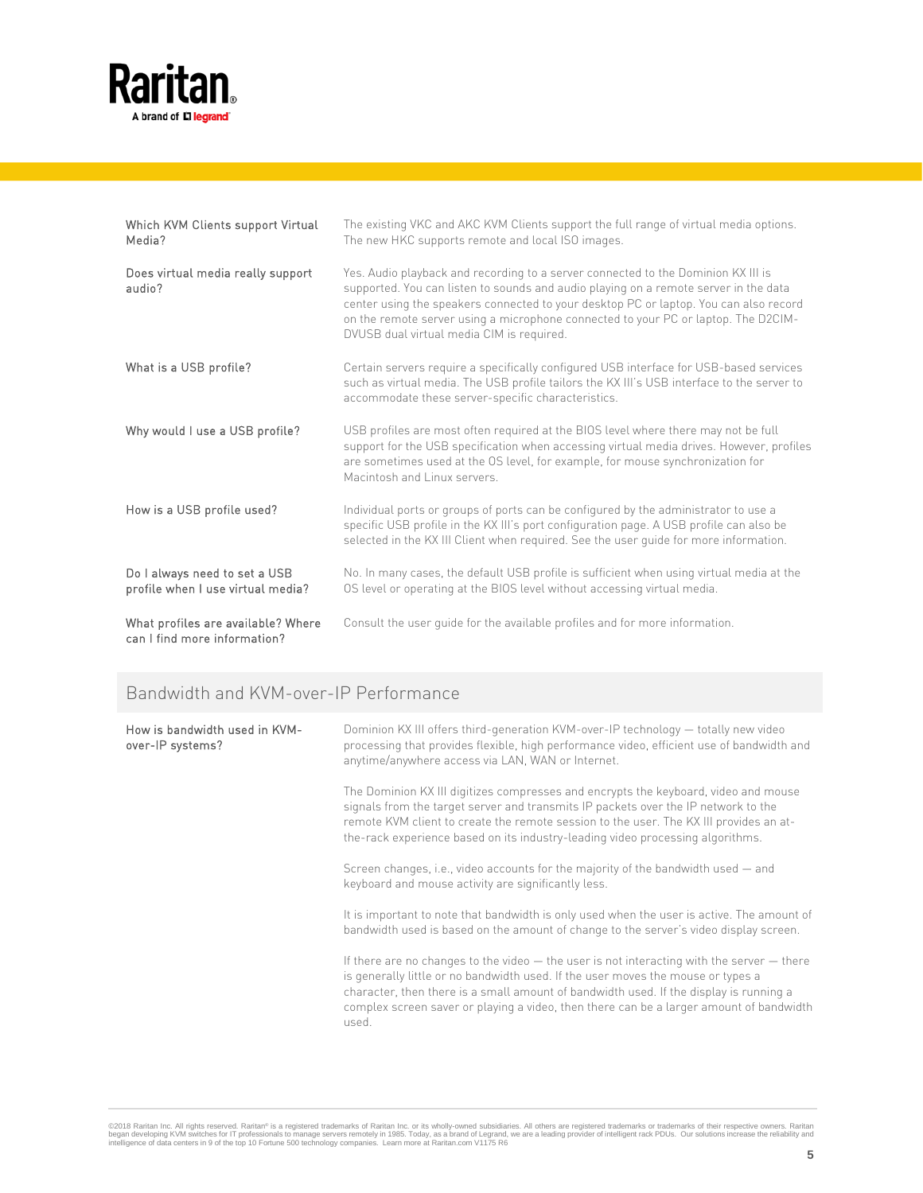| | |
|---|---|
| Which KVM Clients support Virtual Media? | The existing VKC and AKC KVM Clients support the full range of virtual media options. The new HKC supports remote and local ISO images. |
| Does virtual media really support audio? | Yes. Audio playback and recording to a server connected to the Dominion KX III is supported. You can listen to sounds and audio playing on a remote server in the data center using the speakers connected to your desktop PC or laptop. You can also record on the remote server using a microphone connected to your PC or laptop. The D2CIM-DVUSB dual virtual media CIM is required. |
| What is a USB profile? | Certain servers require a specifically configured USB interface for USB-based services such as virtual media. The USB profile tailors the KX III's USB interface to the server to accommodate these server-specific characteristics. |
| Why would I use a USB profile? | USB profiles are most often required at the BIOS level where there may not be full support for the USB specification when accessing virtual media drives. However, profiles are sometimes used at the OS level, for example, for mouse synchronization for Macintosh and Linux servers. |
| How is a USB profile used? | Individual ports or groups of ports can be configured by the administrator to use a specific USB profile in the KX III's port configuration page. A USB profile can also be selected in the KX III Client when required. See the user guide for more information. |
| Do I always need to set a USB profile when I use virtual media? | No. In many cases, the default USB profile is sufficient when using virtual media at the OS level or operating at the BIOS level without accessing virtual media. |
| What profiles are available? Where can I find more information? | Consult the user guide for the available profiles and for more information. |

## Bandwidth and KVM-over-IP Performance

**How is bandwidth used in KVM-over-IP systems?**

Dominion KX III offers third-generation KVM-over-IP technology — totally new video processing that provides flexible, high performance video, efficient use of bandwidth and anytime/anywhere access via LAN, WAN or Internet.

The Dominion KX III digitizes compresses and encrypts the keyboard, video and mouse signals from the target server and transmits IP packets over the IP network to the remote KVM client to create the remote session to the user. The KX III provides an at-the-rack experience based on its industry-leading video processing algorithms.

Screen changes, i.e., video accounts for the majority of the bandwidth used — and keyboard and mouse activity are significantly less.

It is important to note that bandwidth is only used when the user is active. The amount of bandwidth used is based on the amount of change to the server's video display screen.

If there are no changes to the video — the user is not interacting with the server — there is generally little or no bandwidth used. If the user moves the mouse or types a character, then there is a small amount of bandwidth used. If the display is running a complex screen saver or playing a video, then there can be a larger amount of bandwidth used.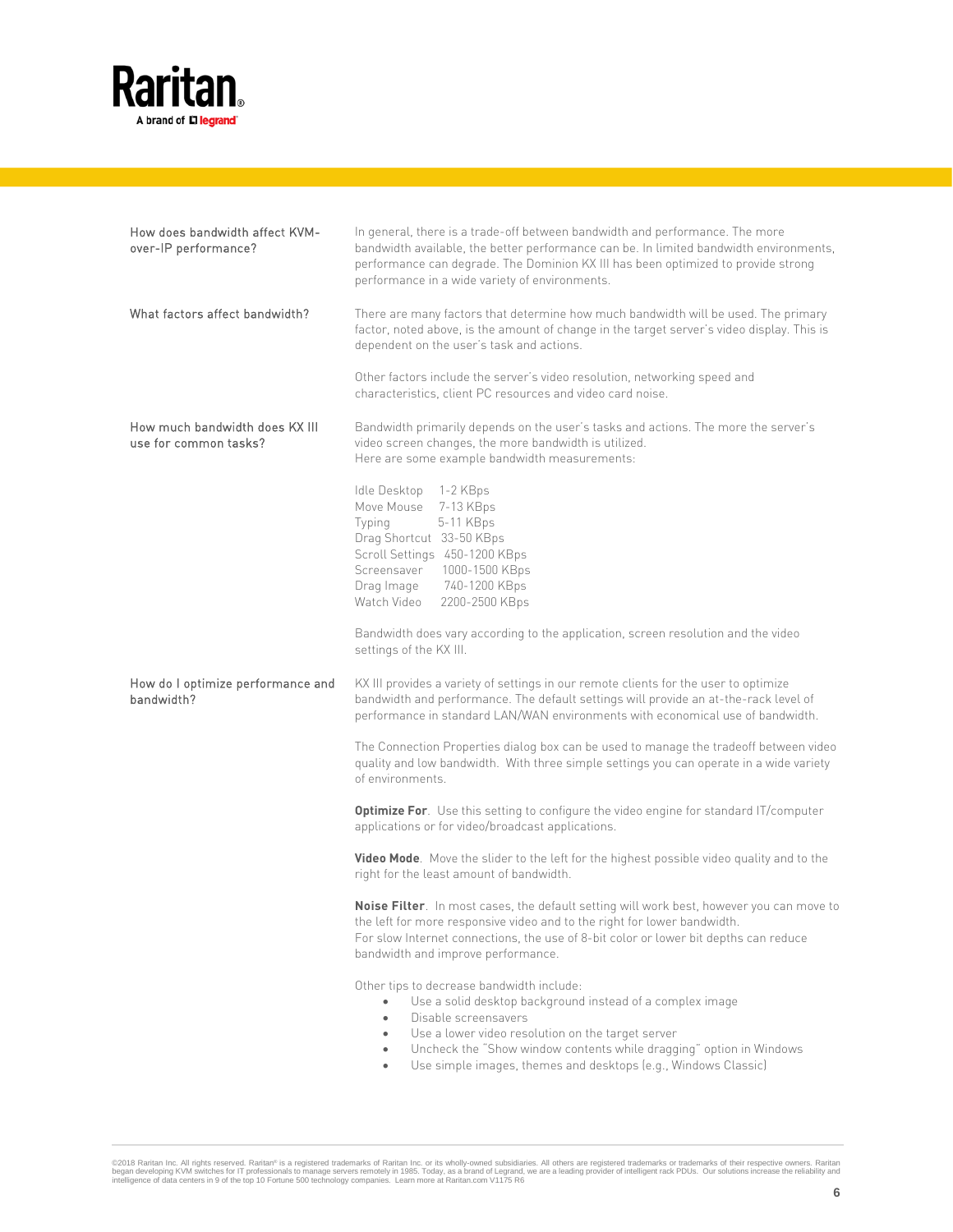**How does bandwidth affect KVM-over-IP performance?**

In general, there is a trade-off between bandwidth and performance. The more bandwidth available, the better performance can be. In limited bandwidth environments, performance can degrade. The Dominion KX III has been optimized to provide strong performance in a wide variety of environments.

**What factors affect bandwidth?**

There are many factors that determine how much bandwidth will be used. The primary factor, noted above, is the amount of change in the target server's video display. This is dependent on the user's task and actions.

Other factors include the server's video resolution, networking speed and characteristics, client PC resources and video card noise.

**How much bandwidth does KX III use for common tasks?**

Bandwidth primarily depends on the user's tasks and actions. The more the server's video screen changes, the more bandwidth is utilized.
Here are some example bandwidth measurements:

| Task | Bandwidth |
|---|---|
| Idle Desktop | 1-2 KBps |
| Move Mouse | 7-13 KBps |
| Typing | 5-11 KBps |
| Drag Shortcut | 33-50 KBps |
| Scroll Settings | 450-1200 KBps |
| Screensaver | 1000-1500 KBps |
| Drag Image | 740-1200 KBps |
| Watch Video | 2200-2500 KBps |

Bandwidth does vary according to the application, screen resolution and the video settings of the KX III.

**How do I optimize performance and bandwidth?**

KX III provides a variety of settings in our remote clients for the user to optimize bandwidth and performance. The default settings will provide an at-the-rack level of performance in standard LAN/WAN environments with economical use of bandwidth.

The Connection Properties dialog box can be used to manage the tradeoff between video quality and low bandwidth. With three simple settings you can operate in a wide variety of environments.

**Optimize For**. Use this setting to configure the video engine for standard IT/computer applications or for video/broadcast applications.

**Video Mode**. Move the slider to the left for the highest possible video quality and to the right for the least amount of bandwidth.

**Noise Filter**. In most cases, the default setting will work best, however you can move to the left for more responsive video and to the right for lower bandwidth.
For slow Internet connections, the use of 8-bit color or lower bit depths can reduce bandwidth and improve performance.

Other tips to decrease bandwidth include:

- Use a solid desktop background instead of a complex image
- Disable screensavers
- Use a lower video resolution on the target server
- Uncheck the "Show window contents while dragging" option in Windows
- Use simple images, themes and desktops (e.g., Windows Classic)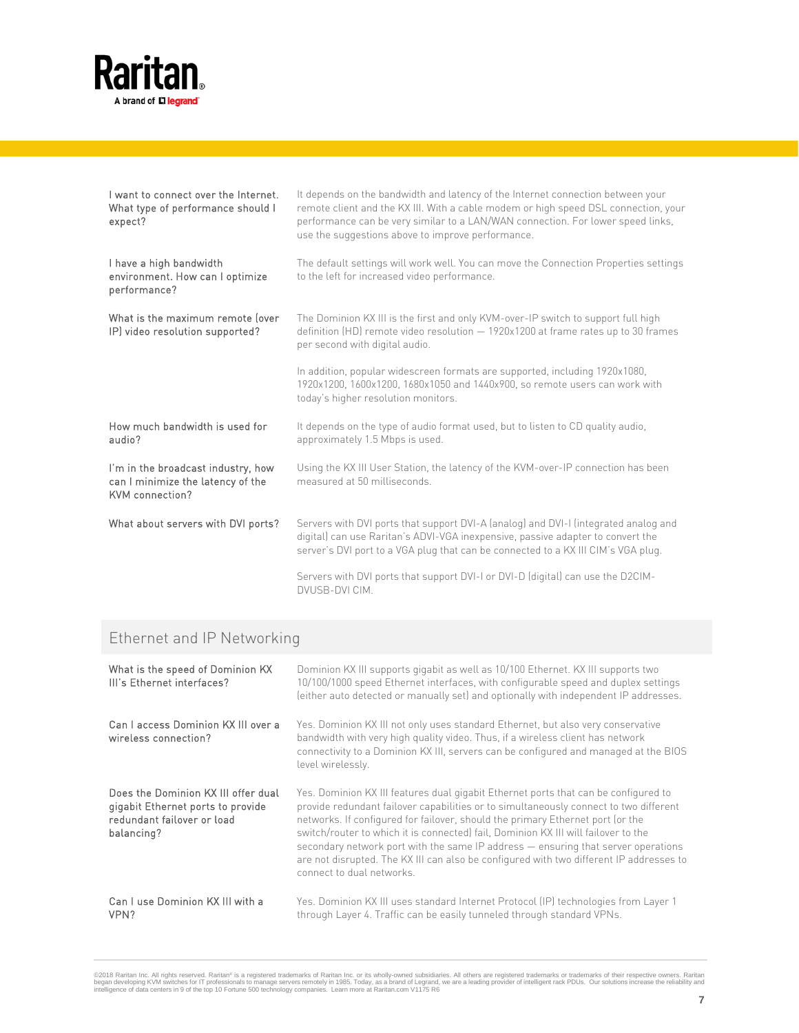| | |
|---|---|
| I want to connect over the Internet. What type of performance should I expect? | It depends on the bandwidth and latency of the Internet connection between your remote client and the KX III. With a cable modem or high speed DSL connection, your performance can be very similar to a LAN/WAN connection. For lower speed links, use the suggestions above to improve performance. |
| I have a high bandwidth environment. How can I optimize performance? | The default settings will work well. You can move the Connection Properties settings to the left for increased video performance. |
| What is the maximum remote (over IP) video resolution supported? | The Dominion KX III is the first and only KVM-over-IP switch to support full high definition (HD) remote video resolution — 1920x1200 at frame rates up to 30 frames per second with digital audio.<br><br>In addition, popular widescreen formats are supported, including 1920x1080, 1920x1200, 1600x1200, 1680x1050 and 1440x900, so remote users can work with today's higher resolution monitors. |
| How much bandwidth is used for audio? | It depends on the type of audio format used, but to listen to CD quality audio, approximately 1.5 Mbps is used. |
| I'm in the broadcast industry, how can I minimize the latency of the KVM connection? | Using the KX III User Station, the latency of the KVM-over-IP connection has been measured at 50 milliseconds. |
| What about servers with DVI ports? | Servers with DVI ports that support DVI-A (analog) and DVI-I (integrated analog and digital) can use Raritan's ADVI-VGA inexpensive, passive adapter to convert the server's DVI port to a VGA plug that can be connected to a KX III CIM's VGA plug.<br><br>Servers with DVI ports that support DVI-I or DVI-D (digital) can use the D2CIM-DVUSB-DVI CIM. |

## Ethernet and IP Networking

| | |
|---|---|
| What is the speed of Dominion KX III's Ethernet interfaces? | Dominion KX III supports gigabit as well as 10/100 Ethernet. KX III supports two 10/100/1000 speed Ethernet interfaces, with configurable speed and duplex settings (either auto detected or manually set) and optionally with independent IP addresses. |
| Can I access Dominion KX III over a wireless connection? | Yes. Dominion KX III not only uses standard Ethernet, but also very conservative bandwidth with very high quality video. Thus, if a wireless client has network connectivity to a Dominion KX III, servers can be configured and managed at the BIOS level wirelessly. |
| Does the Dominion KX III offer dual gigabit Ethernet ports to provide redundant failover or load balancing? | Yes. Dominion KX III features dual gigabit Ethernet ports that can be configured to provide redundant failover capabilities or to simultaneously connect to two different networks. If configured for failover, should the primary Ethernet port (or the switch/router to which it is connected) fail, Dominion KX III will failover to the secondary network port with the same IP address — ensuring that server operations are not disrupted. The KX III can also be configured with two different IP addresses to connect to dual networks. |
| Can I use Dominion KX III with a VPN? | Yes. Dominion KX III uses standard Internet Protocol (IP) technologies from Layer 1 through Layer 4. Traffic can be easily tunneled through standard VPNs. |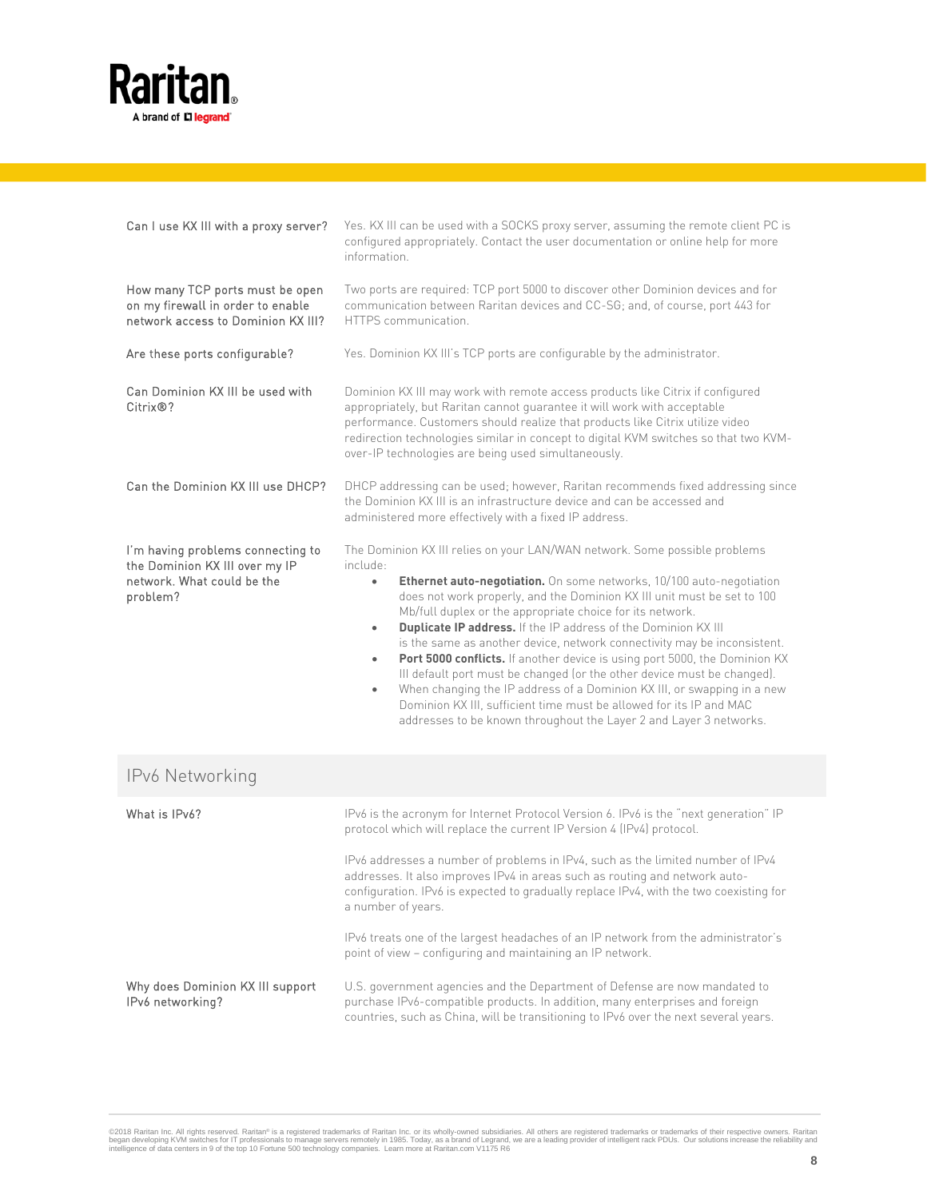| | |
|---|---|
| Can I use KX III with a proxy server? | Yes. KX III can be used with a SOCKS proxy server, assuming the remote client PC is configured appropriately. Contact the user documentation or online help for more information. |
| How many TCP ports must be open on my firewall in order to enable network access to Dominion KX III? | Two ports are required: TCP port 5000 to discover other Dominion devices and for communication between Raritan devices and CC-SG; and, of course, port 443 for HTTPS communication. |
| Are these ports configurable? | Yes. Dominion KX III's TCP ports are configurable by the administrator. |
| Can Dominion KX III be used with Citrix®? | Dominion KX III may work with remote access products like Citrix if configured appropriately, but Raritan cannot guarantee it will work with acceptable performance. Customers should realize that products like Citrix utilize video redirection technologies similar in concept to digital KVM switches so that two KVM-over-IP technologies are being used simultaneously. |
| Can the Dominion KX III use DHCP? | DHCP addressing can be used; however, Raritan recommends fixed addressing since the Dominion KX III is an infrastructure device and can be accessed and administered more effectively with a fixed IP address. |
| I'm having problems connecting to the Dominion KX III over my IP network. What could be the problem? | The Dominion KX III relies on your LAN/WAN network. Some possible problems include:<br>• **Ethernet auto-negotiation.** On some networks, 10/100 auto-negotiation does not work properly, and the Dominion KX III unit must be set to 100 Mb/full duplex or the appropriate choice for its network.<br>• **Duplicate IP address.** If the IP address of the Dominion KX III is the same as another device, network connectivity may be inconsistent.<br>• **Port 5000 conflicts.** If another device is using port 5000, the Dominion KX III default port must be changed (or the other device must be changed).<br>• When changing the IP address of a Dominion KX III, or swapping in a new Dominion KX III, sufficient time must be allowed for its IP and MAC addresses to be known throughout the Layer 2 and Layer 3 networks. |

## IPv6 Networking

| | |
|---|---|
| What is IPv6? | IPv6 is the acronym for Internet Protocol Version 6. IPv6 is the "next generation" IP protocol which will replace the current IP Version 4 (IPv4) protocol.<br><br>IPv6 addresses a number of problems in IPv4, such as the limited number of IPv4 addresses. It also improves IPv4 in areas such as routing and network auto-configuration. IPv6 is expected to gradually replace IPv4, with the two coexisting for a number of years.<br><br>IPv6 treats one of the largest headaches of an IP network from the administrator's point of view – configuring and maintaining an IP network. |
| Why does Dominion KX III support IPv6 networking? | U.S. government agencies and the Department of Defense are now mandated to purchase IPv6-compatible products. In addition, many enterprises and foreign countries, such as China, will be transitioning to IPv6 over the next several years. |

©2018 Raritan Inc. All rights reserved. Raritan® is a registered trademarks of Raritan Inc. or its wholly-owned subsidiaries. All others are registered trademarks or trademarks of their respective owners. Raritan began developing KVM switches for IT professionals to manage servers remotely in 1985. Today, as a brand of Legrand, we are a leading provider of intelligent rack PDUs. Our solutions increase the reliability and intelligence of data centers in 9 of the top 10 Fortune 500 technology companies. Learn more at Raritan.com V1175 R6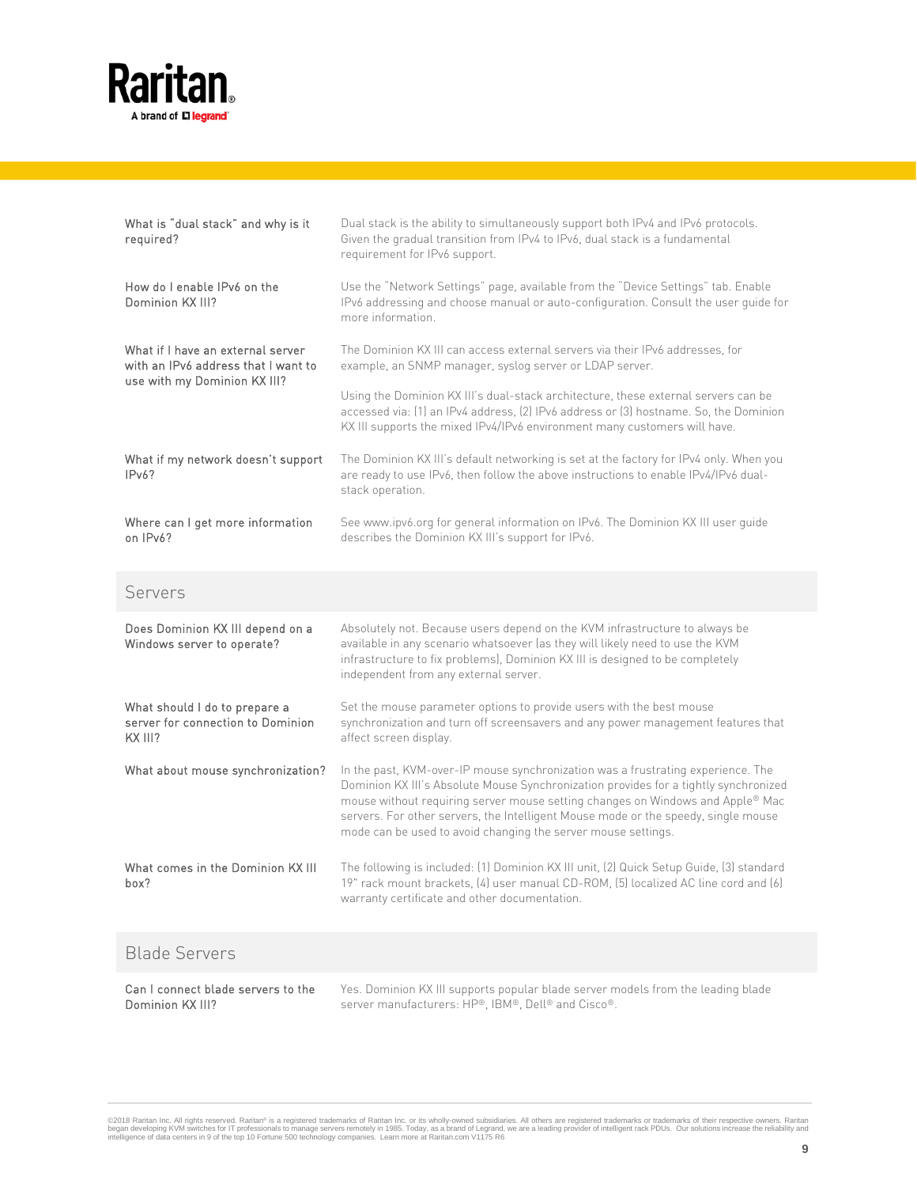| | |
|---|---|
| What is "dual stack" and why is it required? | Dual stack is the ability to simultaneously support both IPv4 and IPv6 protocols. Given the gradual transition from IPv4 to IPv6, dual stack is a fundamental requirement for IPv6 support. |
| How do I enable IPv6 on the Dominion KX III? | Use the "Network Settings" page, available from the "Device Settings" tab. Enable IPv6 addressing and choose manual or auto-configuration. Consult the user guide for more information. |
| What if I have an external server with an IPv6 address that I want to use with my Dominion KX III? | The Dominion KX III can access external servers via their IPv6 addresses, for example, an SNMP manager, syslog server or LDAP server.<br><br>Using the Dominion KX III's dual-stack architecture, these external servers can be accessed via: (1) an IPv4 address, (2) IPv6 address or (3) hostname. So, the Dominion KX III supports the mixed IPv4/IPv6 environment many customers will have. |
| What if my network doesn't support IPv6? | The Dominion KX III's default networking is set at the factory for IPv4 only. When you are ready to use IPv6, then follow the above instructions to enable IPv4/IPv6 dual-stack operation. |
| Where can I get more information on IPv6? | See www.ipv6.org for general information on IPv6. The Dominion KX III user guide describes the Dominion KX III's support for IPv6. |

## Servers

| | |
|---|---|
| Does Dominion KX III depend on a Windows server to operate? | Absolutely not. Because users depend on the KVM infrastructure to always be available in any scenario whatsoever (as they will likely need to use the KVM infrastructure to fix problems), Dominion KX III is designed to be completely independent from any external server. |
| What should I do to prepare a server for connection to Dominion KX III? | Set the mouse parameter options to provide users with the best mouse synchronization and turn off screensavers and any power management features that affect screen display. |
| What about mouse synchronization? | In the past, KVM-over-IP mouse synchronization was a frustrating experience. The Dominion KX III's Absolute Mouse Synchronization provides for a tightly synchronized mouse without requiring server mouse setting changes on Windows and Apple® Mac servers. For other servers, the Intelligent Mouse mode or the speedy, single mouse mode can be used to avoid changing the server mouse settings. |
| What comes in the Dominion KX III box? | The following is included: (1) Dominion KX III unit, (2) Quick Setup Guide, (3) standard 19" rack mount brackets, (4) user manual CD-ROM, (5) localized AC line cord and (6) warranty certificate and other documentation. |

## Blade Servers

| | |
|---|---|
| Can I connect blade servers to the Dominion KX III? | Yes. Dominion KX III supports popular blade server models from the leading blade server manufacturers: HP®, IBM®, Dell® and Cisco®. |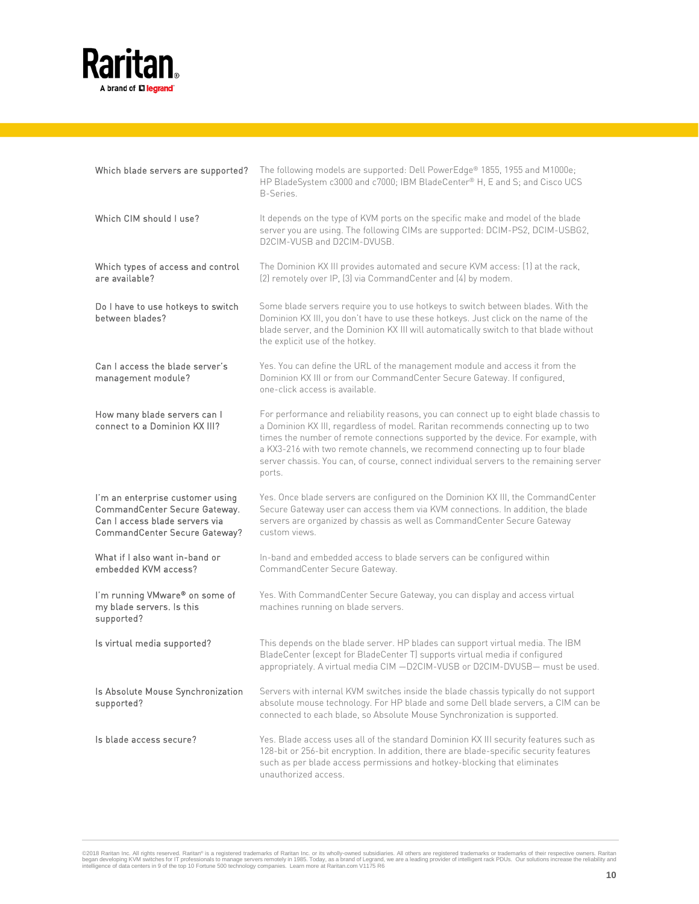| | |
|---|---|
| Which blade servers are supported? | The following models are supported: Dell PowerEdge® 1855, 1955 and M1000e; HP BladeSystem c3000 and c7000; IBM BladeCenter® H, E and S; and Cisco UCS B-Series. |
| Which CIM should I use? | It depends on the type of KVM ports on the specific make and model of the blade server you are using. The following CIMs are supported: DCIM-PS2, DCIM-USBG2, D2CIM-VUSB and D2CIM-DVUSB. |
| Which types of access and control are available? | The Dominion KX III provides automated and secure KVM access: (1) at the rack, (2) remotely over IP, (3) via CommandCenter and (4) by modem. |
| Do I have to use hotkeys to switch between blades? | Some blade servers require you to use hotkeys to switch between blades. With the Dominion KX III, you don't have to use these hotkeys. Just click on the name of the blade server, and the Dominion KX III will automatically switch to that blade without the explicit use of the hotkey. |
| Can I access the blade server's management module? | Yes. You can define the URL of the management module and access it from the Dominion KX III or from our CommandCenter Secure Gateway. If configured, one-click access is available. |
| How many blade servers can I connect to a Dominion KX III? | For performance and reliability reasons, you can connect up to eight blade chassis to a Dominion KX III, regardless of model. Raritan recommends connecting up to two times the number of remote connections supported by the device. For example, with a KX3-216 with two remote channels, we recommend connecting up to four blade server chassis. You can, of course, connect individual servers to the remaining server ports. |
| I'm an enterprise customer using CommandCenter Secure Gateway. Can I access blade servers via CommandCenter Secure Gateway? | Yes. Once blade servers are configured on the Dominion KX III, the CommandCenter Secure Gateway user can access them via KVM connections. In addition, the blade servers are organized by chassis as well as CommandCenter Secure Gateway custom views. |
| What if I also want in-band or embedded KVM access? | In-band and embedded access to blade servers can be configured within CommandCenter Secure Gateway. |
| I'm running VMware® on some of my blade servers. Is this supported? | Yes. With CommandCenter Secure Gateway, you can display and access virtual machines running on blade servers. |
| Is virtual media supported? | This depends on the blade server. HP blades can support virtual media. The IBM BladeCenter (except for BladeCenter T) supports virtual media if configured appropriately. A virtual media CIM —D2CIM-VUSB or D2CIM-DVUSB— must be used. |
| Is Absolute Mouse Synchronization supported? | Servers with internal KVM switches inside the blade chassis typically do not support absolute mouse technology. For HP blade and some Dell blade servers, a CIM can be connected to each blade, so Absolute Mouse Synchronization is supported. |
| Is blade access secure? | Yes. Blade access uses all of the standard Dominion KX III security features such as 128-bit or 256-bit encryption. In addition, there are blade-specific security features such as per blade access permissions and hotkey-blocking that eliminates unauthorized access. |

©2018 Raritan Inc. All rights reserved. Raritan® is a registered trademarks of Raritan Inc. or its wholly-owned subsidiaries. All others are registered trademarks or trademarks of their respective owners. Raritan began developing KVM switches for IT professionals to manage servers remotely in 1985. Today, as a brand of Legrand, we are a leading provider of intelligent rack PDUs. Our solutions increase the reliability and intelligence of data centers in 9 of the top 10 Fortune 500 technology companies. Learn more at Raritan.com V1175 R6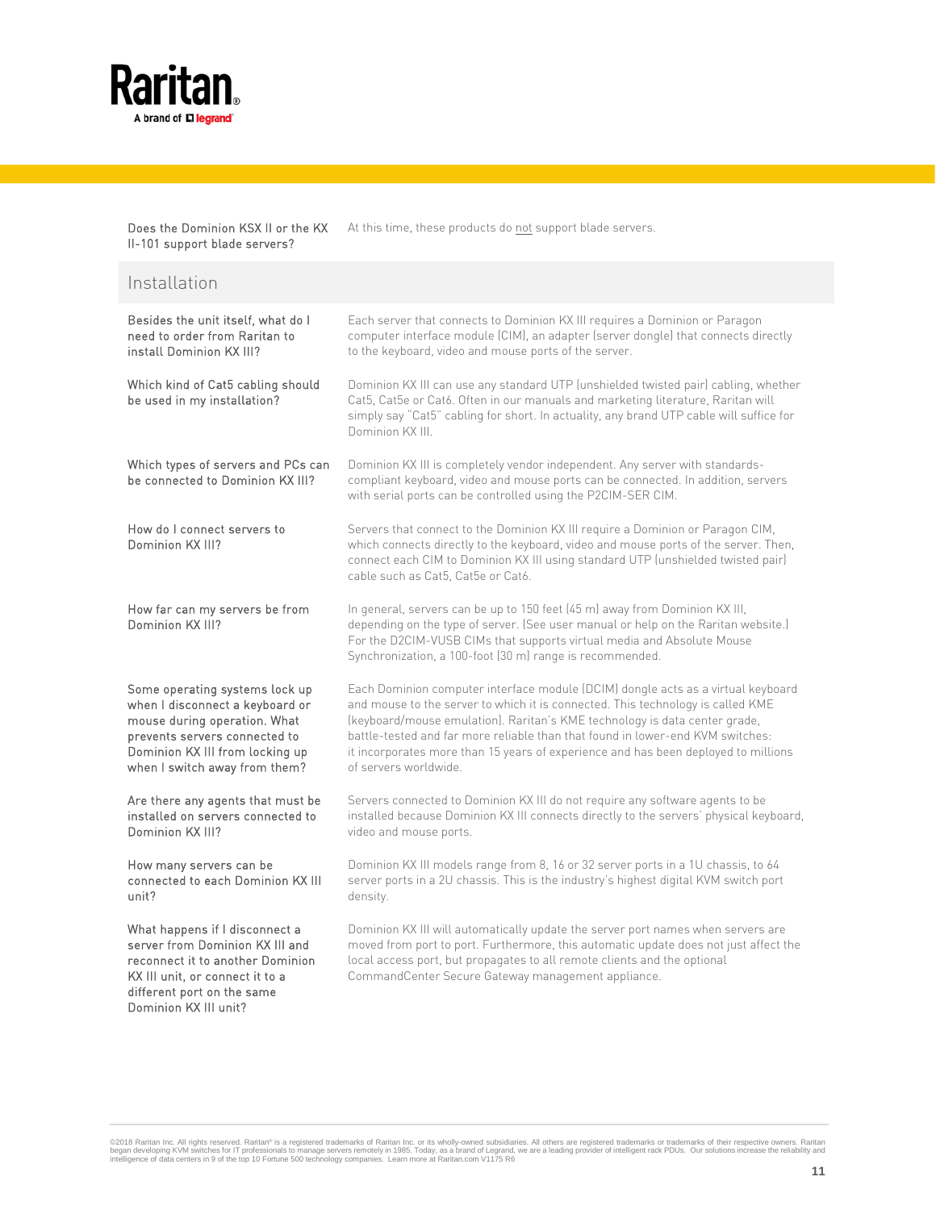| | |
|---|---|
| Does the Dominion KSX II or the KX II-101 support blade servers? | At this time, these products do not support blade servers. |

## Installation

| | |
|---|---|
| Besides the unit itself, what do I need to order from Raritan to install Dominion KX III? | Each server that connects to Dominion KX III requires a Dominion or Paragon computer interface module (CIM), an adapter (server dongle) that connects directly to the keyboard, video and mouse ports of the server. |
| Which kind of Cat5 cabling should be used in my installation? | Dominion KX III can use any standard UTP (unshielded twisted pair) cabling, whether Cat5, Cat5e or Cat6. Often in our manuals and marketing literature, Raritan will simply say "Cat5" cabling for short. In actuality, any brand UTP cable will suffice for Dominion KX III. |
| Which types of servers and PCs can be connected to Dominion KX III? | Dominion KX III is completely vendor independent. Any server with standards-compliant keyboard, video and mouse ports can be connected. In addition, servers with serial ports can be controlled using the P2CIM-SER CIM. |
| How do I connect servers to Dominion KX III? | Servers that connect to the Dominion KX III require a Dominion or Paragon CIM, which connects directly to the keyboard, video and mouse ports of the server. Then, connect each CIM to Dominion KX III using standard UTP (unshielded twisted pair) cable such as Cat5, Cat5e or Cat6. |
| How far can my servers be from Dominion KX III? | In general, servers can be up to 150 feet (45 m) away from Dominion KX III, depending on the type of server. (See user manual or help on the Raritan website.) For the D2CIM-VUSB CIMs that supports virtual media and Absolute Mouse Synchronization, a 100-foot (30 m) range is recommended. |
| Some operating systems lock up when I disconnect a keyboard or mouse during operation. What prevents servers connected to Dominion KX III from locking up when I switch away from them? | Each Dominion computer interface module (DCIM) dongle acts as a virtual keyboard and mouse to the server to which it is connected. This technology is called KME (keyboard/mouse emulation). Raritan's KME technology is data center grade, battle-tested and far more reliable than that found in lower-end KVM switches: it incorporates more than 15 years of experience and has been deployed to millions of servers worldwide. |
| Are there any agents that must be installed on servers connected to Dominion KX III? | Servers connected to Dominion KX III do not require any software agents to be installed because Dominion KX III connects directly to the servers' physical keyboard, video and mouse ports. |
| How many servers can be connected to each Dominion KX III unit? | Dominion KX III models range from 8, 16 or 32 server ports in a 1U chassis, to 64 server ports in a 2U chassis. This is the industry's highest digital KVM switch port density. |
| What happens if I disconnect a server from Dominion KX III and reconnect it to another Dominion KX III unit, or connect it to a different port on the same Dominion KX III unit? | Dominion KX III will automatically update the server port names when servers are moved from port to port. Furthermore, this automatic update does not just affect the local access port, but propagates to all remote clients and the optional CommandCenter Secure Gateway management appliance. |

©2018 Raritan Inc. All rights reserved. Raritan® is a registered trademarks of Raritan Inc. or its wholly-owned subsidiaries. All others are registered trademarks or trademarks of their respective owners. Raritan began developing KVM switches for IT professionals to manage servers remotely in 1985. Today, as a brand of Legrand, we are a leading provider of intelligent rack PDUs. Our solutions increase the reliability and intelligence of data centers in 9 of the top 10 Fortune 500 technology companies. Learn more at Raritan.com V1175 R6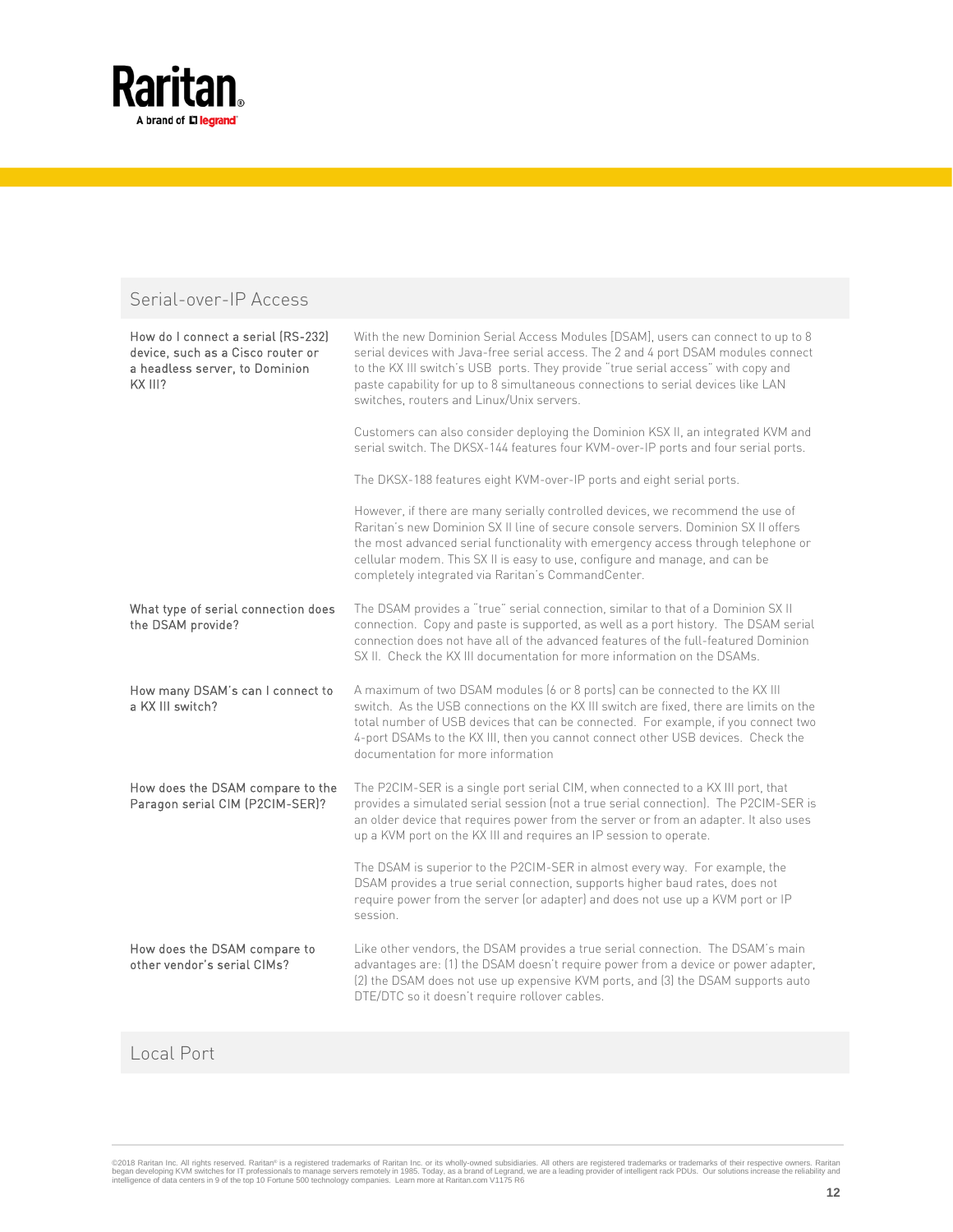## Serial-over-IP Access

| | |
|---|---|
| How do I connect a serial (RS-232) device, such as a Cisco router or a headless server, to Dominion KX III? | With the new Dominion Serial Access Modules [DSAM], users can connect up to 8 serial devices with Java-free serial access. The 2 and 4 port DSAM modules connect to the KX III switch's USB ports. They provide "true serial access" with copy and paste capability for up to 8 simultaneous connections to serial devices like LAN switches, routers and Linux/Unix servers.<br><br>Customers can also consider deploying the Dominion KSX II, an integrated KVM and serial switch. The DKSX-144 features four KVM-over-IP ports and four serial ports.<br><br>The DKSX-188 features eight KVM-over-IP ports and eight serial ports.<br><br>However, if there are many serially controlled devices, we recommend the use of Raritan's new Dominion SX II line of secure console servers. Dominion SX II offers the most advanced serial functionality with emergency access through telephone or cellular modem. This SX II is easy to use, configure and manage, and can be completely integrated via Raritan's CommandCenter. |
| What type of serial connection does the DSAM provide? | The DSAM provides a "true" serial connection, similar to that of a Dominion SX II connection. Copy and paste is supported, as well as a port history. The DSAM serial connection does not have all of the advanced features of the full-featured Dominion SX II. Check the KX III documentation for more information on the DSAMs. |
| How many DSAM's can I connect to a KX III switch? | A maximum of two DSAM modules (6 or 8 ports) can be connected to the KX III switch. As the USB connections on the KX III switch are fixed, there are limits on the total number of USB devices that can be connected. For example, if you connect two 4-port DSAMs to the KX III, then you cannot connect other USB devices. Check the documentation for more information |
| How does the DSAM compare to the Paragon serial CIM (P2CIM-SER)? | The P2CIM-SER is a single port serial CIM, when connected to a KX III port, that provides a simulated serial session (not a true serial connection). The P2CIM-SER is an older device that requires power from the server or from an adapter. It also uses up a KVM port on the KX III and requires an IP session to operate.<br><br>The DSAM is superior to the P2CIM-SER in almost every way. For example, the DSAM provides a true serial connection, supports higher baud rates, does not require power from the server (or adapter) and does not use up a KVM port or IP session. |
| How does the DSAM compare to other vendor's serial CIMs? | Like other vendors, the DSAM provides a true serial connection. The DSAM's main advantages are: (1) the DSAM doesn't require power from a device or power adapter, (2) the DSAM does not use up expensive KVM ports, and (3) the DSAM supports auto DTE/DTC so it doesn't require rollover cables. |

## Local Port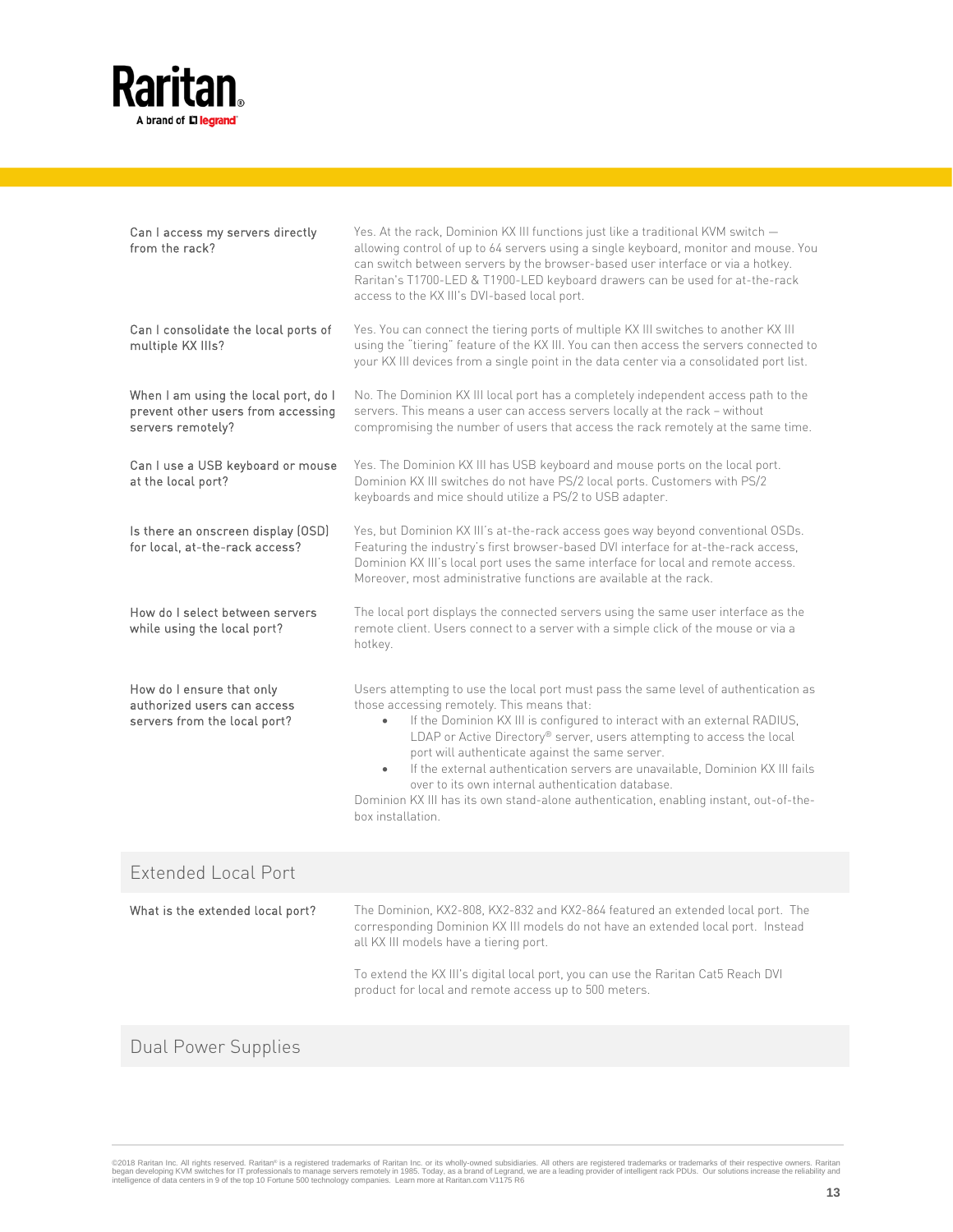| | |
|---|---|
| Can I access my servers directly from the rack? | Yes. At the rack, Dominion KX III functions just like a traditional KVM switch — allowing control of up to 64 servers using a single keyboard, monitor and mouse. You can switch between servers by the browser-based user interface or via a hotkey. Raritan's T1700-LED & T1900-LED keyboard drawers can be used for at-the-rack access to the KX III's DVI-based local port. |
| Can I consolidate the local ports of multiple KX IIIs? | Yes. You can connect the tiering ports of multiple KX III switches to another KX III using the "tiering" feature of the KX III. You can then access the servers connected to your KX III devices from a single point in the data center via a consolidated port list. |
| When I am using the local port, do I prevent other users from accessing servers remotely? | No. The Dominion KX III local port has a completely independent access path to the servers. This means a user can access servers locally at the rack – without compromising the number of users that access the rack remotely at the same time. |
| Can I use a USB keyboard or mouse at the local port? | Yes. The Dominion KX III has USB keyboard and mouse ports on the local port. Dominion KX III switches do not have PS/2 local ports. Customers with PS/2 keyboards and mice should utilize a PS/2 to USB adapter. |
| Is there an onscreen display (OSD) for local, at-the-rack access? | Yes, but Dominion KX III's at-the-rack access goes way beyond conventional OSDs. Featuring the industry's first browser-based DVI interface for at-the-rack access, Dominion KX III's local port uses the same interface for local and remote access. Moreover, most administrative functions are available at the rack. |
| How do I select between servers while using the local port? | The local port displays the connected servers using the same user interface as the remote client. Users connect to a server with a simple click of the mouse or via a hotkey. |
| How do I ensure that only authorized users can access servers from the local port? | Users attempting to use the local port must pass the same level of authentication as those accessing remotely. This means that:<br>• If the Dominion KX III is configured to interact with an external RADIUS, LDAP or Active Directory® server, users attempting to access the local port will authenticate against the same server.<br>• If the external authentication servers are unavailable, Dominion KX III fails over to its own internal authentication database.<br>Dominion KX III has its own stand-alone authentication, enabling instant, out-of-the-box installation. |

## Extended Local Port

| | |
|---|---|
| What is the extended local port? | The Dominion, KX2-808, KX2-832 and KX2-864 featured an extended local port. The corresponding Dominion KX III models do not have an extended local port. Instead all KX III models have a tiering port.<br><br>To extend the KX III's digital local port, you can use the Raritan Cat5 Reach DVI product for local and remote access up to 500 meters. |

## Dual Power Supplies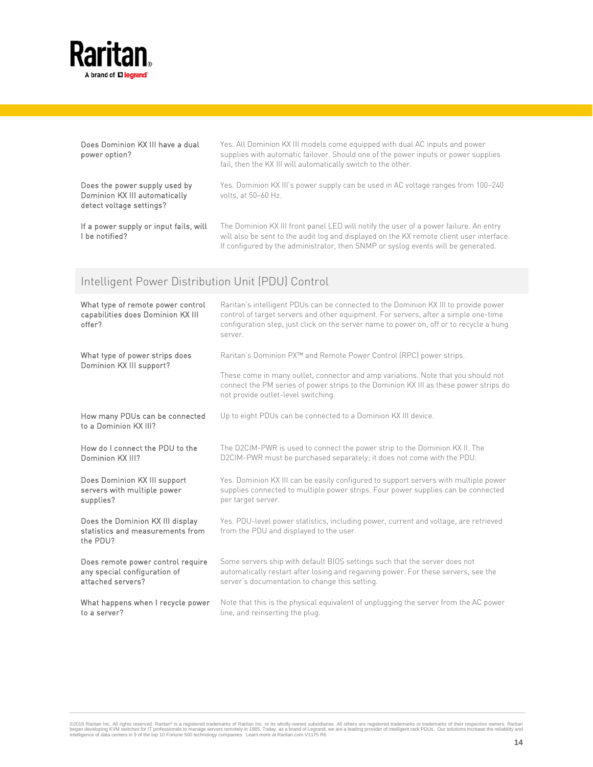| | |
|---|---|
| Does Dominion KX III have a dual power option? | Yes. All Dominion KX III models come equipped with dual AC inputs and power supplies with automatic failover. Should one of the power inputs or power supplies fail, then the KX III will automatically switch to the other. |
| Does the power supply used by Dominion KX III automatically detect voltage settings? | Yes. Dominion KX III's power supply can be used in AC voltage ranges from 100–240 volts, at 50–60 Hz. |
| If a power supply or input fails, will I be notified? | The Dominion KX III front panel LED will notify the user of a power failure. An entry will also be sent to the audit log and displayed on the KX remote client user interface. If configured by the administrator, then SNMP or syslog events will be generated. |

## Intelligent Power Distribution Unit (PDU) Control

| | |
|---|---|
| What type of remote power control capabilities does Dominion KX III offer? | Raritan's intelligent PDUs can be connected to the Dominion KX III to provide power control of target servers and other equipment. For servers, after a simple one-time configuration step, just click on the server name to power on, off or to recycle a hung server. |
| What type of power strips does Dominion KX III support? | Raritan's Dominion PX™ and Remote Power Control (RPC) power strips.<br><br>These come in many outlet, connector and amp variations. Note that you should not connect the PM series of power strips to the Dominion KX III as these power strips do not provide outlet-level switching. |
| How many PDUs can be connected to a Dominion KX III? | Up to eight PDUs can be connected to a Dominion KX III device. |
| How do I connect the PDU to the Dominion KX III? | The D2CIM-PWR is used to connect the power strip to the Dominion KX II. The D2CIM-PWR must be purchased separately; it does not come with the PDU. |
| Does Dominion KX III support servers with multiple power supplies? | Yes. Dominion KX III can be easily configured to support servers with multiple power supplies connected to multiple power strips. Four power supplies can be connected per target server. |
| Does the Dominion KX III display statistics and measurements from the PDU? | Yes. PDU-level power statistics, including power, current and voltage, are retrieved from the PDU and displayed to the user. |
| Does remote power control require any special configuration of attached servers? | Some servers ship with default BIOS settings such that the server does not automatically restart after losing and regaining power. For these servers, see the server's documentation to change this setting. |
| What happens when I recycle power to a server? | Note that this is the physical equivalent of unplugging the server from the AC power line, and reinserting the plug. |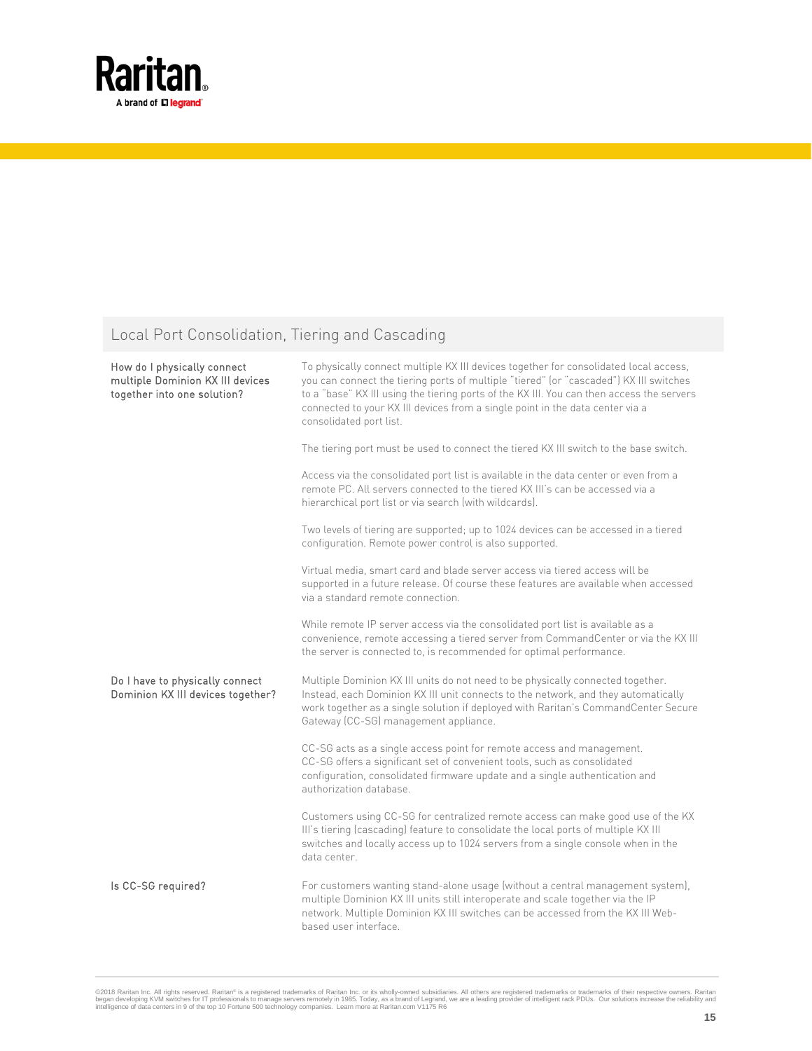## Local Port Consolidation, Tiering and Cascading

| | |
|---|---|
| How do I physically connect multiple Dominion KX III devices together into one solution? | To physically connect multiple KX III devices together for consolidated local access, you can connect the tiering ports of multiple "tiered" (or "cascaded") KX III switches to a "base" KX III using the tiering ports of the KX III. You can then access the servers connected to your KX III devices from a single point in the data center via a consolidated port list.<br><br>The tiering port must be used to connect the tiered KX III switch to the base switch.<br><br>Access via the consolidated port list is available in the data center or even from a remote PC. All servers connected to the tiered KX III's can be accessed via a hierarchical port list or via search (with wildcards).<br><br>Two levels of tiering are supported; up to 1024 devices can be accessed in a tiered configuration. Remote power control is also supported.<br><br>Virtual media, smart card and blade server access via tiered access will be supported in a future release. Of course these features are available when accessed via a standard remote connection.<br><br>While remote IP server access via the consolidated port list is available as a convenience, remote accessing a tiered server from CommandCenter or via the KX III the server is connected to, is recommended for optimal performance. |
| Do I have to physically connect Dominion KX III devices together? | Multiple Dominion KX III units do not need to be physically connected together. Instead, each Dominion KX III unit connects to the network, and they automatically work together as a single solution if deployed with Raritan's CommandCenter Secure Gateway (CC-SG) management appliance.<br><br>CC-SG acts as a single access point for remote access and management. CC-SG offers a significant set of convenient tools, such as consolidated configuration, consolidated firmware update and a single authentication and authorization database.<br><br>Customers using CC-SG for centralized remote access can make good use of the KX III's tiering (cascading) feature to consolidate the local ports of multiple KX III switches and locally access up to 1024 servers from a single console when in the data center. |
| Is CC-SG required? | For customers wanting stand-alone usage (without a central management system), multiple Dominion KX III units still interoperate and scale together via the IP network. Multiple Dominion KX III switches can be accessed from the KX III Web-based user interface. |

©2018 Raritan Inc. All rights reserved. Raritan® is a registered trademarks of Raritan Inc. or its wholly-owned subsidiaries. All others are registered trademarks or trademarks of their respective owners. Raritan began developing KVM switches for IT professionals to manage servers remotely in 1985. Today, as a brand of Legrand, we are a leading provider of intelligent rack PDUs. Our solutions increase the reliability and intelligence of data centers in 9 of the top 10 Fortune 500 technology companies. Learn more at Raritan.com V1175 R6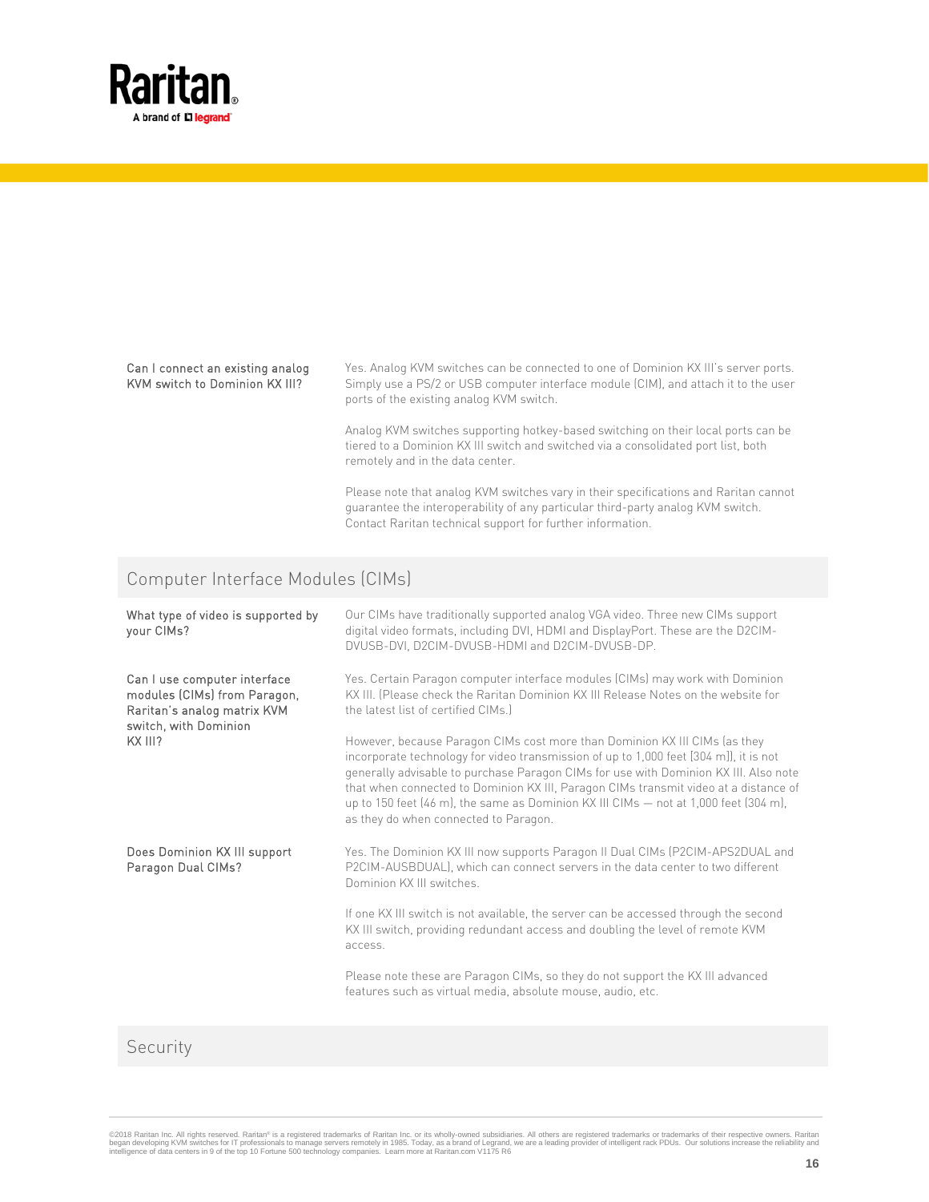| | |
|---|---|
| Can I connect an existing analog KVM switch to Dominion KX III? | Yes. Analog KVM switches can be connected to one of Dominion KX III's server ports. Simply use a PS/2 or USB computer interface module (CIM), and attach it to the user ports of the existing analog KVM switch.<br><br>Analog KVM switches supporting hotkey-based switching on their local ports can be tiered to a Dominion KX III switch and switched via a consolidated port list, both remotely and in the data center.<br><br>Please note that analog KVM switches vary in their specifications and Raritan cannot guarantee the interoperability of any particular third-party analog KVM switch. Contact Raritan technical support for further information. |

## Computer Interface Modules (CIMs)

| | |
|---|---|
| What type of video is supported by your CIMs? | Our CIMs have traditionally supported analog VGA video. Three new CIMs support digital video formats, including DVI, HDMI and DisplayPort. These are the D2CIM-DVUSB-DVI, D2CIM-DVUSB-HDMI and D2CIM-DVUSB-DP. |
| Can I use computer interface modules (CIMs) from Paragon, Raritan's analog matrix KVM switch, with Dominion KX III? | Yes. Certain Paragon computer interface modules (CIMs) may work with Dominion KX III. (Please check the Raritan Dominion KX III Release Notes on the website for the latest list of certified CIMs.)<br><br>However, because Paragon CIMs cost more than Dominion KX III CIMs (as they incorporate technology for video transmission of up to 1,000 feet [304 m]), it is not generally advisable to purchase Paragon CIMs for use with Dominion KX III. Also note that when connected to Dominion KX III, Paragon CIMs transmit video at a distance of up to 150 feet (46 m), the same as Dominion KX III CIMs — not at 1,000 feet (304 m), as they do when connected to Paragon. |
| Does Dominion KX III support Paragon Dual CIMs? | Yes. The Dominion KX III now supports Paragon II Dual CIMs (P2CIM-APS2DUAL and P2CIM-AUSBDUAL), which can connect servers in the data center to two different Dominion KX III switches.<br><br>If one KX III switch is not available, the server can be accessed through the second KX III switch, providing redundant access and doubling the level of remote KVM access.<br><br>Please note these are Paragon CIMs, so they do not support the KX III advanced features such as virtual media, absolute mouse, audio, etc. |

## Security

©2018 Raritan Inc. All rights reserved. Raritan® is a registered trademarks of Raritan Inc. or its wholly-owned subsidiaries. All others are registered trademarks or trademarks of their respective owners. Raritan began developing KVM switches for IT professionals to manage servers remotely in 1985. Today, as a brand of Legrand, we are a leading provider of intelligent rack PDUs. Our solutions increase the reliability and intelligence of data centers in 9 of the top 10 Fortune 500 technology companies. Learn more at Raritan.com V1175 R6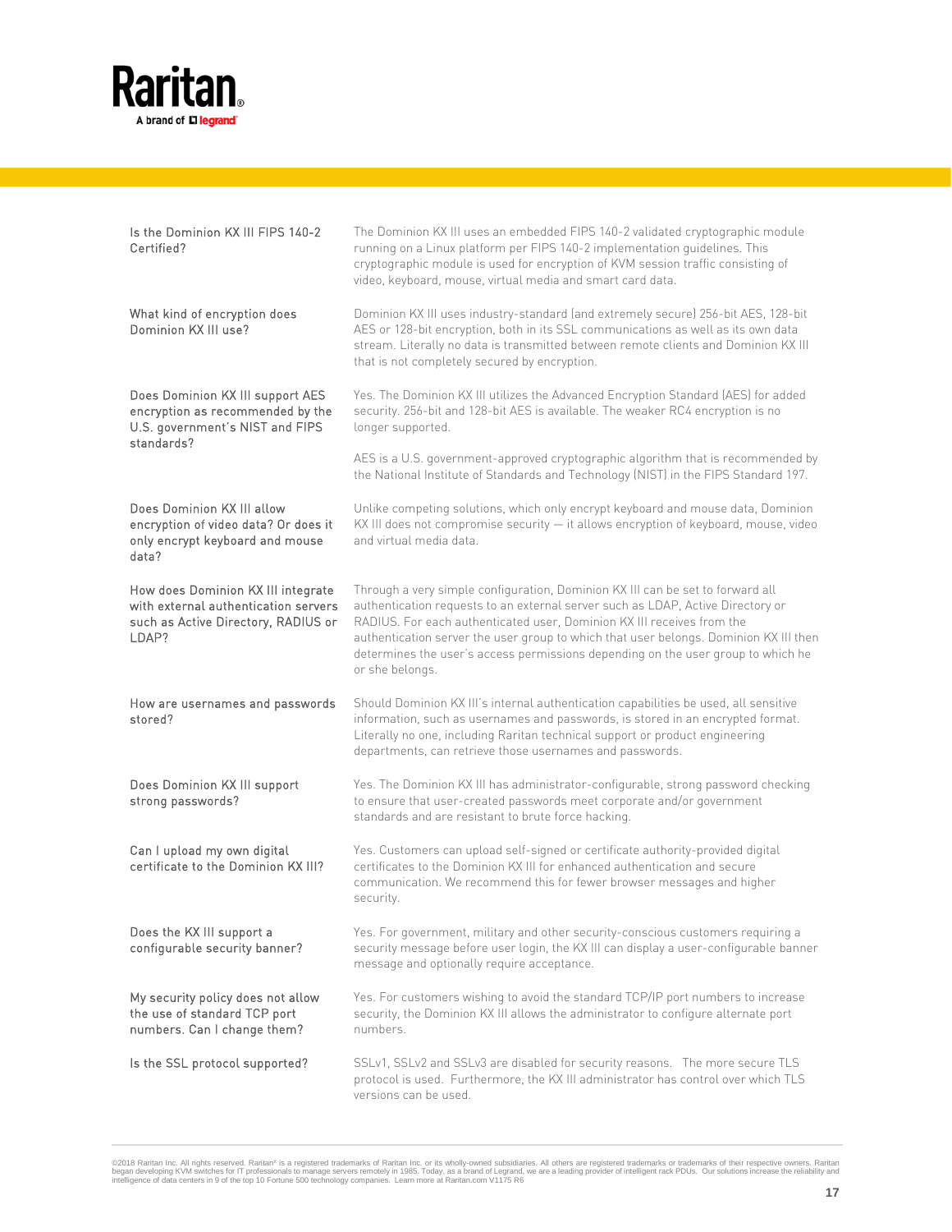| | |
|---|---|
| Is the Dominion KX III FIPS 140-2 Certified? | The Dominion KX III uses an embedded FIPS 140-2 validated cryptographic module running on a Linux platform per FIPS 140-2 implementation guidelines. This cryptographic module is used for encryption of KVM session traffic consisting of video, keyboard, mouse, virtual media and smart card data. |
| What kind of encryption does Dominion KX III use? | Dominion KX III uses industry-standard (and extremely secure) 256-bit AES, 128-bit AES or 128-bit encryption, both in its SSL communications as well as its own data stream. Literally no data is transmitted between remote clients and Dominion KX III that is not completely secured by encryption. |
| Does Dominion KX III support AES encryption as recommended by the U.S. government's NIST and FIPS standards? | Yes. The Dominion KX III utilizes the Advanced Encryption Standard (AES) for added security. 256-bit and 128-bit AES is available. The weaker RC4 encryption is no longer supported.<br><br>AES is a U.S. government-approved cryptographic algorithm that is recommended by the National Institute of Standards and Technology (NIST) in the FIPS Standard 197. |
| Does Dominion KX III allow encryption of video data? Or does it only encrypt keyboard and mouse data? | Unlike competing solutions, which only encrypt keyboard and mouse data, Dominion KX III does not compromise security — it allows encryption of keyboard, mouse, video and virtual media data. |
| How does Dominion KX III integrate with external authentication servers such as Active Directory, RADIUS or LDAP? | Through a very simple configuration, Dominion KX III can be set to forward all authentication requests to an external server such as LDAP, Active Directory or RADIUS. For each authenticated user, Dominion KX III receives from the authentication server the user group to which that user belongs. Dominion KX III then determines the user's access permissions depending on the user group to which he or she belongs. |
| How are usernames and passwords stored? | Should Dominion KX III's internal authentication capabilities be used, all sensitive information, such as usernames and passwords, is stored in an encrypted format. Literally no one, including Raritan technical support or product engineering departments, can retrieve those usernames and passwords. |
| Does Dominion KX III support strong passwords? | Yes. The Dominion KX III has administrator-configurable, strong password checking to ensure that user-created passwords meet corporate and/or government standards and are resistant to brute force hacking. |
| Can I upload my own digital certificate to the Dominion KX III? | Yes. Customers can upload self-signed or certificate authority-provided digital certificates to the Dominion KX III for enhanced authentication and secure communication. We recommend this for fewer browser messages and higher security. |
| Does the KX III support a configurable security banner? | Yes. For government, military and other security-conscious customers requiring a security message before user login, the KX III can display a user-configurable banner message and optionally require acceptance. |
| My security policy does not allow the use of standard TCP port numbers. Can I change them? | Yes. For customers wishing to avoid the standard TCP/IP port numbers to increase security, the Dominion KX III allows the administrator to configure alternate port numbers. |
| Is the SSL protocol supported? | SSLv1, SSLv2 and SSLv3 are disabled for security reasons. The more secure TLS protocol is used. Furthermore, the KX III administrator has control over which TLS versions can be used. |

©2018 Raritan Inc. All rights reserved. Raritan® is a registered trademarks of Raritan Inc. or its wholly-owned subsidiaries. All others are registered trademarks or trademarks of their respective owners. Raritan began developing KVM switches for IT professionals to manage servers remotely in 1985. Today, as a brand of Legrand, we are a leading provider of intelligent rack PDUs. Our solutions increase the reliability and intelligence of data centers in 9 of the top 10 Fortune 500 technology companies. Learn more at Raritan.com V1175 R6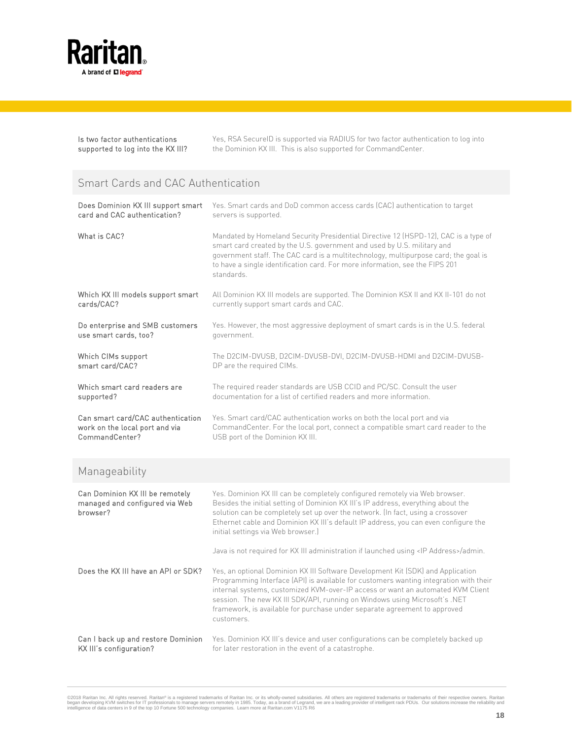| | |
|---|---|
| Is two factor authentications supported to log into the KX III? | Yes, RSA SecureID is supported via RADIUS for two factor authentication to log into the Dominion KX III. This is also supported for CommandCenter. |

## Smart Cards and CAC Authentication

| | |
|---|---|
| Does Dominion KX III support smart card and CAC authentication? | Yes. Smart cards and DoD common access cards (CAC) authentication to target servers is supported. |
| What is CAC? | Mandated by Homeland Security Presidential Directive 12 (HSPD-12), CAC is a type of smart card created by the U.S. government and used by U.S. military and government staff. The CAC card is a multitechnology, multipurpose card; the goal is to have a single identification card. For more information, see the FIPS 201 standards. |
| Which KX III models support smart cards/CAC? | All Dominion KX III models are supported. The Dominion KSX II and KX II-101 do not currently support smart cards and CAC. |
| Do enterprise and SMB customers use smart cards, too? | Yes. However, the most aggressive deployment of smart cards is in the U.S. federal government. |
| Which CIMs support smart card/CAC? | The D2CIM-DVUSB, D2CIM-DVUSB-DVI, D2CIM-DVUSB-HDMI and D2CIM-DVUSB-DP are the required CIMs. |
| Which smart card readers are supported? | The required reader standards are USB CCID and PC/SC. Consult the user documentation for a list of certified readers and more information. |
| Can smart card/CAC authentication work on the local port and via CommandCenter? | Yes. Smart card/CAC authentication works on both the local port and via CommandCenter. For the local port, connect a compatible smart card reader to the USB port of the Dominion KX III. |

## Manageability

| | |
|---|---|
| Can Dominion KX III be remotely managed and configured via Web browser? | Yes. Dominion KX III can be completely configured remotely via Web browser. Besides the initial setting of Dominion KX III's IP address, everything about the solution can be completely set up over the network. (In fact, using a crossover Ethernet cable and Dominion KX III's default IP address, you can even configure the initial settings via Web browser.)<br><br>Java is not required for KX III administration if launched using <IP Address>/admin. |
| Does the KX III have an API or SDK? | Yes, an optional Dominion KX III Software Development Kit (SDK) and Application Programming Interface (API) is available for customers wanting integration with their internal systems, customized KVM-over-IP access or want an automated KVM Client session. The new KX III SDK/API, running on Windows using Microsoft's .NET framework, is available for purchase under separate agreement to approved customers. |
| Can I back up and restore Dominion KX III's configuration? | Yes. Dominion KX III's device and user configurations can be completely backed up for later restoration in the event of a catastrophe. |

©2018 Raritan Inc. All rights reserved. Raritan® is a registered trademarks of Raritan Inc. or its wholly-owned subsidiaries. All others are registered trademarks or trademarks of their respective owners. Raritan began developing KVM switches for IT professionals to manage servers remotely in 1985. Today, as a brand of Legrand, we are a leading provider of intelligent rack PDUs. Our solutions increase the reliability and intelligence of data centers in 9 of the top 10 Fortune 500 technology companies. Learn more at Raritan.com V1175 R6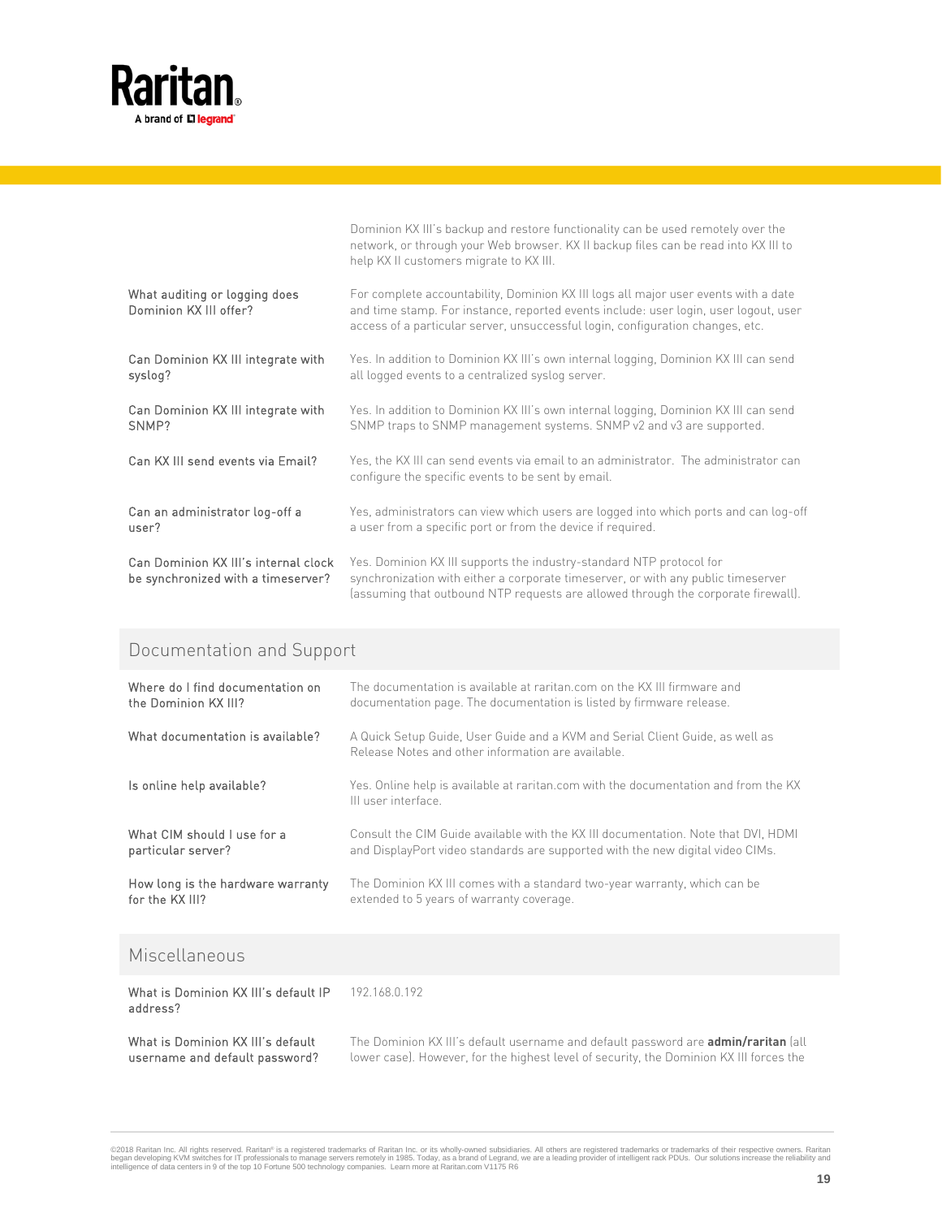Dominion KX III's backup and restore functionality can be used remotely over the network, or through your Web browser. KX II backup files can be read into KX III to help KX II customers migrate to KX III.

| | |
|---|---|
| What auditing or logging does Dominion KX III offer? | For complete accountability, Dominion KX III logs all major user events with a date and time stamp. For instance, reported events include: user login, user logout, user access of a particular server, unsuccessful login, configuration changes, etc. |
| Can Dominion KX III integrate with syslog? | Yes. In addition to Dominion KX III's own internal logging, Dominion KX III can send all logged events to a centralized syslog server. |
| Can Dominion KX III integrate with SNMP? | Yes. In addition to Dominion KX III's own internal logging, Dominion KX III can send SNMP traps to SNMP management systems. SNMP v2 and v3 are supported. |
| Can KX III send events via Email? | Yes, the KX III can send events via email to an administrator. The administrator can configure the specific events to be sent by email. |
| Can an administrator log-off a user? | Yes, administrators can view which users are logged into which ports and can log-off a user from a specific port or from the device if required. |
| Can Dominion KX III's internal clock be synchronized with a timeserver? | Yes. Dominion KX III supports the industry-standard NTP protocol for synchronization with either a corporate timeserver, or with any public timeserver (assuming that outbound NTP requests are allowed through the corporate firewall). |

## Documentation and Support

| | |
|---|---|
| Where do I find documentation on the Dominion KX III? | The documentation is available at raritan.com on the KX III firmware and documentation page. The documentation is listed by firmware release. |
| What documentation is available? | A Quick Setup Guide, User Guide and a KVM and Serial Client Guide, as well as Release Notes and other information are available. |
| Is online help available? | Yes. Online help is available at raritan.com with the documentation and from the KX III user interface. |
| What CIM should I use for a particular server? | Consult the CIM Guide available with the KX III documentation. Note that DVI, HDMI and DisplayPort video standards are supported with the new digital video CIMs. |
| How long is the hardware warranty for the KX III? | The Dominion KX III comes with a standard two-year warranty, which can be extended to 5 years of warranty coverage. |

## Miscellaneous

| | |
|---|---|
| What is Dominion KX III's default IP address? | 192.168.0.192 |
| What is Dominion KX III's default username and default password? | The Dominion KX III's default username and default password are **admin/raritan** (all lower case). However, for the highest level of security, the Dominion KX III forces the |

©2018 Raritan Inc. All rights reserved. Raritan® is a registered trademarks of Raritan Inc. or its wholly-owned subsidiaries. All others are registered trademarks or trademarks of their respective owners. Raritan began developing KVM switches for IT professionals to manage servers remotely in 1985. Today, as a brand of Legrand, we are a leading provider of intelligent rack PDUs. Our solutions increase the reliability and intelligence of data centers in 9 of the top 10 Fortune 500 technology companies. Learn more at Raritan.com V1175 R6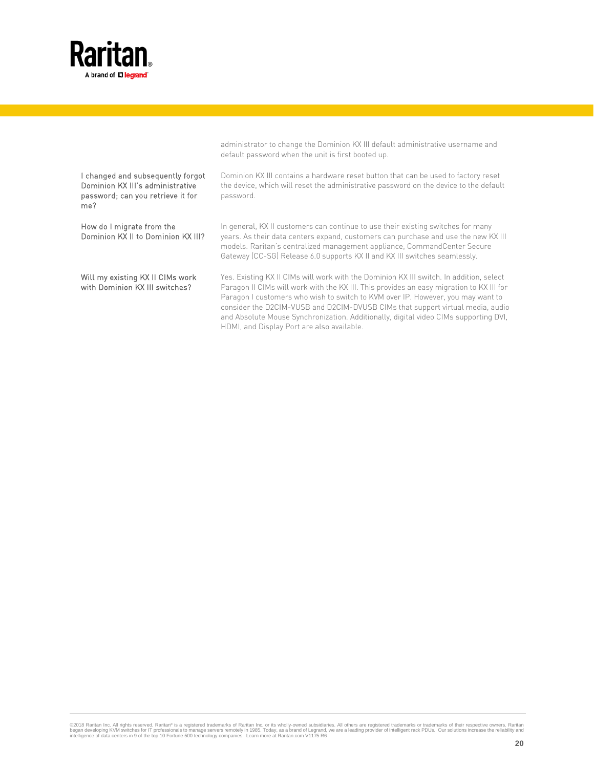| | |
|---|---|
| | administrator to change the Dominion KX III default administrative username and default password when the unit is first booted up. |
| I changed and subsequently forgot Dominion KX III's administrative password; can you retrieve it for me? | Dominion KX III contains a hardware reset button that can be used to factory reset the device, which will reset the administrative password on the device to the default password. |
| How do I migrate from the Dominion KX II to Dominion KX III? | In general, KX II customers can continue to use their existing switches for many years. As their data centers expand, customers can purchase and use the new KX III models. Raritan's centralized management appliance, CommandCenter Secure Gateway (CC-SG) Release 6.0 supports KX II and KX III switches seamlessly. |
| Will my existing KX II CIMs work with Dominion KX III switches? | Yes. Existing KX II CIMs will work with the Dominion KX III switch. In addition, select Paragon II CIMs will work with the KX III. This provides an easy migration to KX III for Paragon I customers who wish to switch to KVM over IP. However, you may want to consider the D2CIM-VUSB and D2CIM-DVUSB CIMs that support virtual media, audio and Absolute Mouse Synchronization. Additionally, digital video CIMs supporting DVI, HDMI, and Display Port are also available. |

©2018 Raritan Inc. All rights reserved. Raritan® is a registered trademarks of Raritan Inc. or its wholly-owned subsidiaries. All others are registered trademarks or trademarks of their respective owners. Raritan began developing KVM switches for IT professionals to manage servers remotely in 1985. Today, as a brand of Legrand, we are a leading provider of intelligent rack PDUs. Our solutions increase the reliability and intelligence of data centers in 9 of the top 10 Fortune 500 technology companies. Learn more at Raritan.com V1175 R6